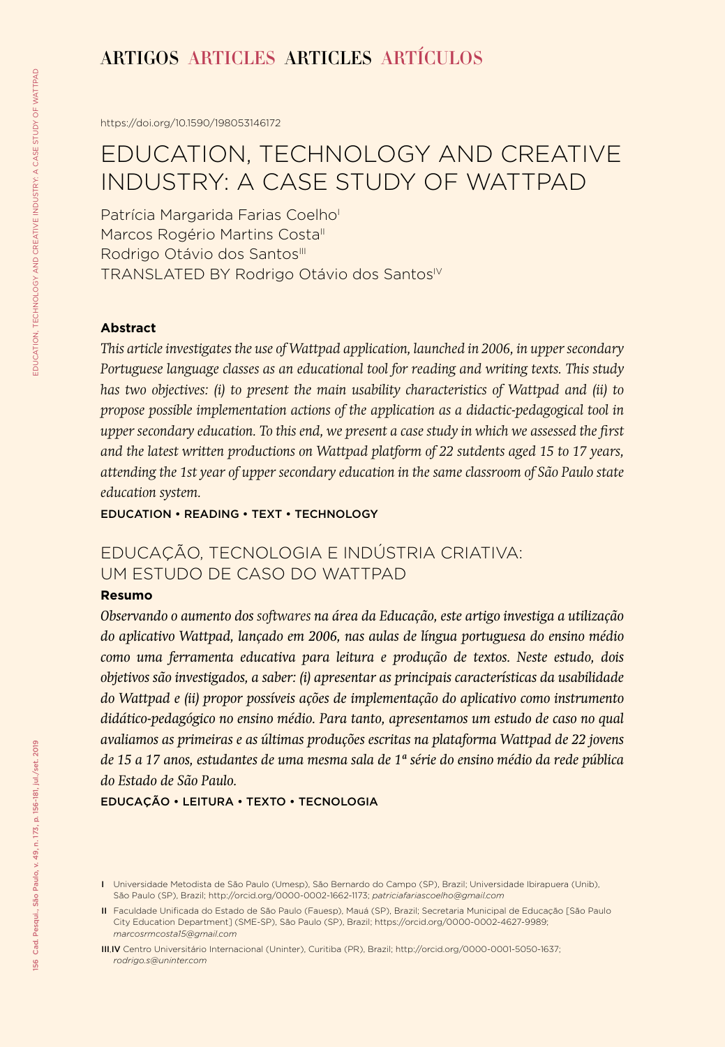ARTIGOS ARTICLES ARTICLES ARTÍCULOS

https://doi.org/10.1590/198053146172

# EDUCATION, TECHNOLOGY AND CREATIVE INDUSTRY: A CASE STUDY OF WATTPAD

Patrícia Margarida Farias Coelho[I]
Marcos Rogério Martins Costa[II]
Rodrigo Otávio dos Santos[III]
TRANSLATED BY Rodrigo Otávio dos Santos[IV]

**Abstract**

*This article investigates the use of Wattpad application, launched in 2006, in upper secondary Portuguese language classes as an educational tool for reading and writing texts. This study has two objectives: (i) to present the main usability characteristics of Wattpad and (ii) to propose possible implementation actions of the application as a didactic-pedagogical tool in upper secondary education. To this end, we present a case study in which we assessed the first and the latest written productions on Wattpad platform of 22 sutdents aged 15 to 17 years, attending the 1st year of upper secondary education in the same classroom of São Paulo state education system.*

EDUCATION • READING • TEXT • TECHNOLOGY

## EDUCAÇÃO, TECNOLOGIA E INDÚSTRIA CRIATIVA: UM ESTUDO DE CASO DO WATTPAD

**Resumo**

*Observando o aumento dos softwares na área da Educação, este artigo investiga a utilização do aplicativo Wattpad, lançado em 2006, nas aulas de língua portuguesa do ensino médio como uma ferramenta educativa para leitura e produção de textos. Neste estudo, dois objetivos são investigados, a saber: (i) apresentar as principais características da usabilidade do Wattpad e (ii) propor possíveis ações de implementação do aplicativo como instrumento didático-pedagógico no ensino médio. Para tanto, apresentamos um estudo de caso no qual avaliamos as primeiras e as últimas produções escritas na plataforma Wattpad de 22 jovens de 15 a 17 anos, estudantes de uma mesma sala de 1ª série do ensino médio da rede pública do Estado de São Paulo.*

EDUCAÇÃO • LEITURA • TEXTO • TECNOLOGIA

I Universidade Metodista de São Paulo (Umesp), São Bernardo do Campo (SP), Brazil; Universidade Ibirapuera (Unib), São Paulo (SP), Brazil; http://orcid.org/0000-0002-1662-1173; *patriciafariascoelho@gmail.com*

II Faculdade Unificada do Estado de São Paulo (Fauesp), Mauá (SP), Brazil; Secretaria Municipal de Educação [São Paulo City Education Department] (SME-SP), São Paulo (SP), Brazil; https://orcid.org/0000-0002-4627-9989; *marcosrmcosta15@gmail.com*

III,IV Centro Universitário Internacional (Uninter), Curitiba (PR), Brazil; http://orcid.org/0000-0001-5050-1637; *rodrigo.s@uninter.com*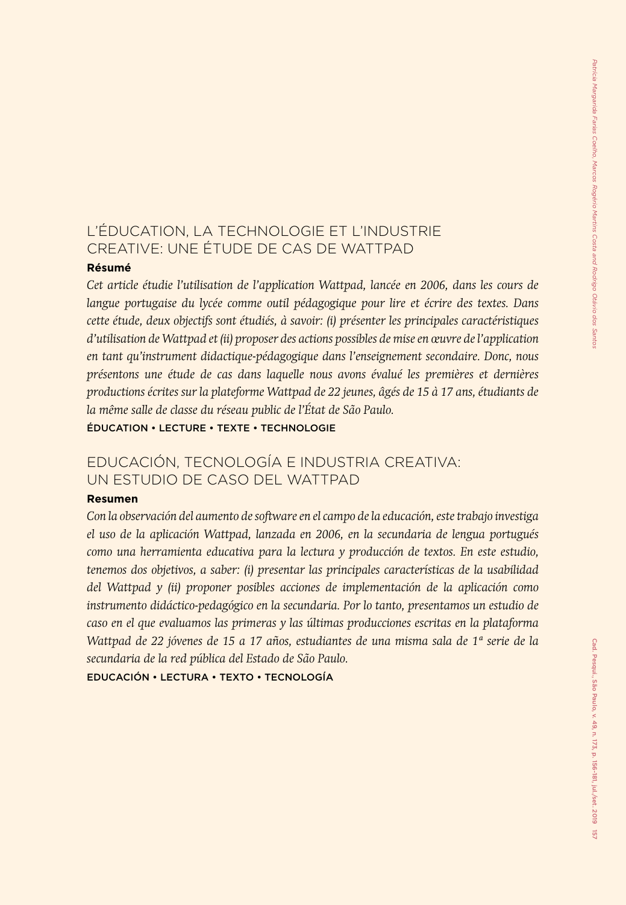## L'ÉDUCATION, LA TECHNOLOGIE ET L'INDUSTRIE CREATIVE: UNE ÉTUDE DE CAS DE WATTPAD

**Résumé**

*Cet article étudie l'utilisation de l'application Wattpad, lancée en 2006, dans les cours de langue portugaise du lycée comme outil pédagogique pour lire et écrire des textes. Dans cette étude, deux objectifs sont étudiés, à savoir: (i) présenter les principales caractéristiques d'utilisation de Wattpad et (ii) proposer des actions possibles de mise en œuvre de l'application en tant qu'instrument didactique-pédagogique dans l'enseignement secondaire. Donc, nous présentons une étude de cas dans laquelle nous avons évalué les premières et dernières productions écrites sur la plateforme Wattpad de 22 jeunes, âgés de 15 à 17 ans, étudiants de la même salle de classe du réseau public de l'État de São Paulo.*

ÉDUCATION • LECTURE • TEXTE • TECHNOLOGIE

## EDUCACIÓN, TECNOLOGÍA E INDUSTRIA CREATIVA: UN ESTUDIO DE CASO DEL WATTPAD

**Resumen**

*Con la observación del aumento de software en el campo de la educación, este trabajo investiga el uso de la aplicación Wattpad, lanzada en 2006, en la secundaria de lengua portugués como una herramienta educativa para la lectura y producción de textos. En este estudio, tenemos dos objetivos, a saber: (i) presentar las principales características de la usabilidad del Wattpad y (ii) proponer posibles acciones de implementación de la aplicación como instrumento didáctico-pedagógico en la secundaria. Por lo tanto, presentamos un estudio de caso en el que evaluamos las primeras y las últimas producciones escritas en la plataforma Wattpad de 22 jóvenes de 15 a 17 años, estudiantes de una misma sala de 1ª serie de la secundaria de la red pública del Estado de São Paulo.*

EDUCACIÓN • LECTURA • TEXTO • TECNOLOGÍA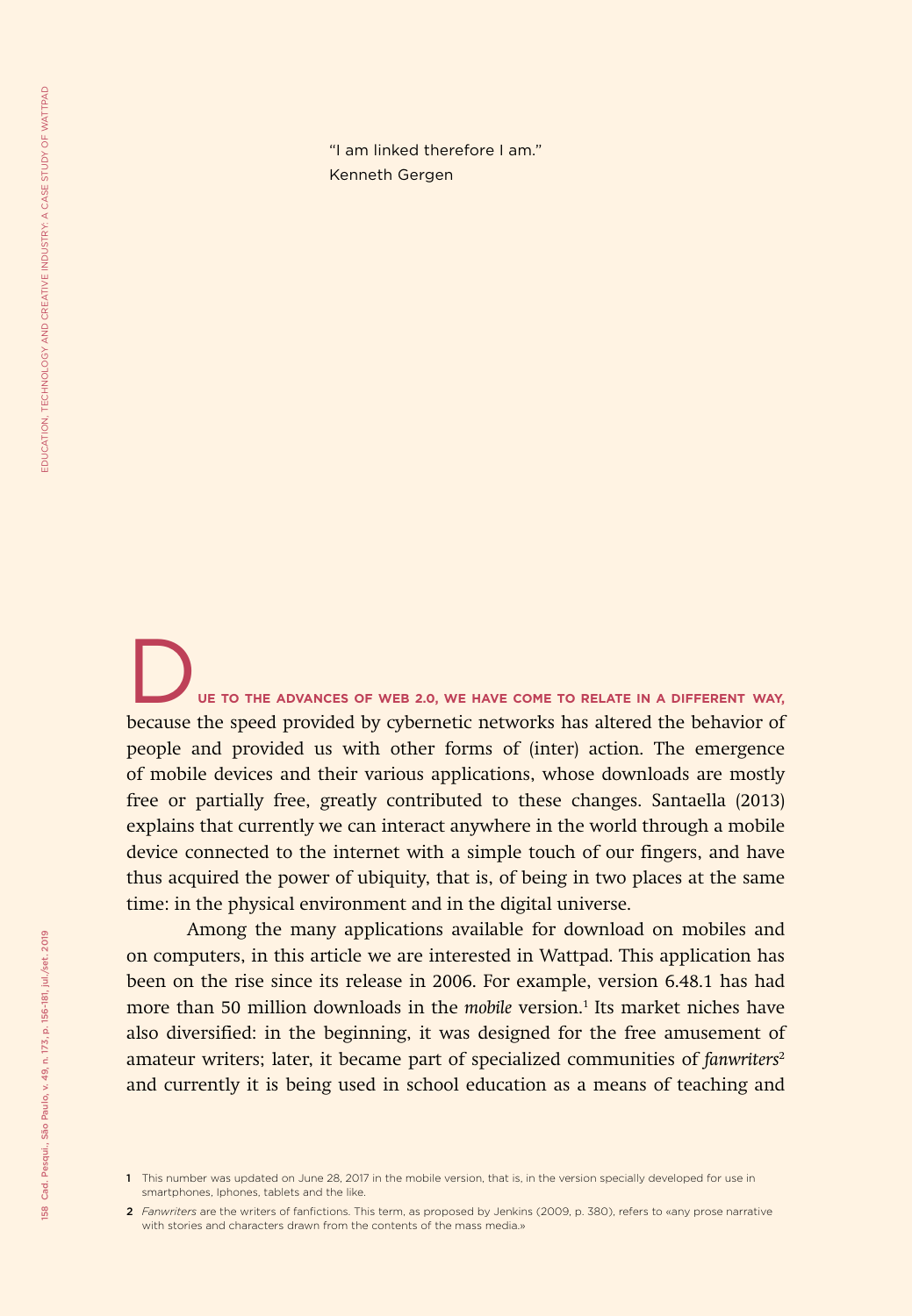"I am linked therefore I am."
Kenneth Gergen

**DUE TO THE ADVANCES OF WEB 2.0, WE HAVE COME TO RELATE IN A DIFFERENT WAY,** because the speed provided by cybernetic networks has altered the behavior of people and provided us with other forms of (inter) action. The emergence of mobile devices and their various applications, whose downloads are mostly free or partially free, greatly contributed to these changes. Santaella (2013) explains that currently we can interact anywhere in the world through a mobile device connected to the internet with a simple touch of our fingers, and have thus acquired the power of ubiquity, that is, of being in two places at the same time: in the physical environment and in the digital universe.

Among the many applications available for download on mobiles and on computers, in this article we are interested in Wattpad. This application has been on the rise since its release in 2006. For example, version 6.48.1 has had more than 50 million downloads in the *mobile* version.[1] Its market niches have also diversified: in the beginning, it was designed for the free amusement of amateur writers; later, it became part of specialized communities of *fanwriters*[2] and currently it is being used in school education as a means of teaching and

1 This number was updated on June 28, 2017 in the mobile version, that is, in the version specially developed for use in smartphones, Iphones, tablets and the like.

2 *Fanwriters* are the writers of fanfictions. This term, as proposed by Jenkins (2009, p. 380), refers to «any prose narrative with stories and characters drawn from the contents of the mass media.»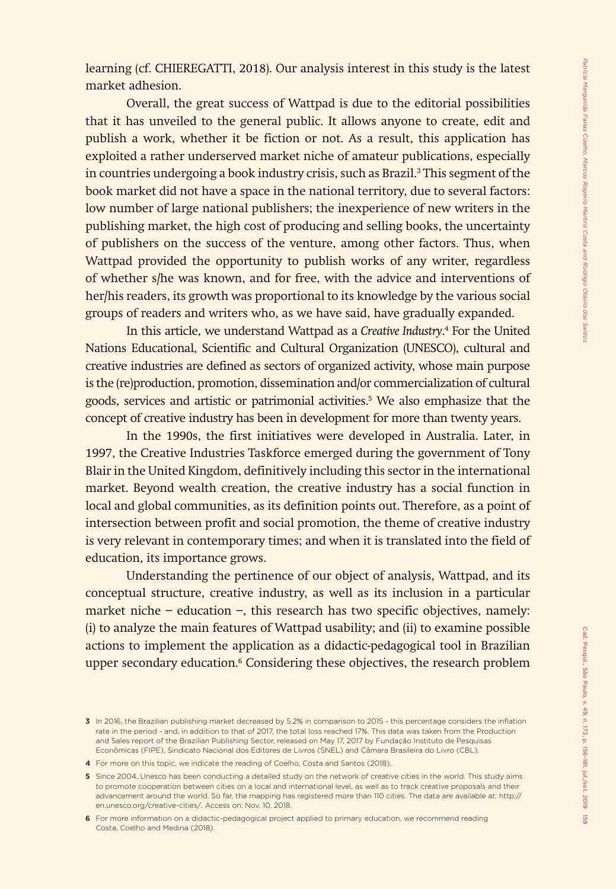learning (cf. CHIEREGATTI, 2018). Our analysis interest in this study is the latest market adhesion.

Overall, the great success of Wattpad is due to the editorial possibilities that it has unveiled to the general public. It allows anyone to create, edit and publish a work, whether it be fiction or not. As a result, this application has exploited a rather underserved market niche of amateur publications, especially in countries undergoing a book industry crisis, such as Brazil.[3] This segment of the book market did not have a space in the national territory, due to several factors: low number of large national publishers; the inexperience of new writers in the publishing market, the high cost of producing and selling books, the uncertainty of publishers on the success of the venture, among other factors. Thus, when Wattpad provided the opportunity to publish works of any writer, regardless of whether s/he was known, and for free, with the advice and interventions of her/his readers, its growth was proportional to its knowledge by the various social groups of readers and writers who, as we have said, have gradually expanded.

In this article, we understand Wattpad as a *Creative Industry*.[4] For the United Nations Educational, Scientific and Cultural Organization (UNESCO), cultural and creative industries are defined as sectors of organized activity, whose main purpose is the (re)production, promotion, dissemination and/or commercialization of cultural goods, services and artistic or patrimonial activities.[5] We also emphasize that the concept of creative industry has been in development for more than twenty years.

In the 1990s, the first initiatives were developed in Australia. Later, in 1997, the Creative Industries Taskforce emerged during the government of Tony Blair in the United Kingdom, definitively including this sector in the international market. Beyond wealth creation, the creative industry has a social function in local and global communities, as its definition points out. Therefore, as a point of intersection between profit and social promotion, the theme of creative industry is very relevant in contemporary times; and when it is translated into the field of education, its importance grows.

Understanding the pertinence of our object of analysis, Wattpad, and its conceptual structure, creative industry, as well as its inclusion in a particular market niche – education –, this research has two specific objectives, namely: (i) to analyze the main features of Wattpad usability; and (ii) to examine possible actions to implement the application as a didactic-pedagogical tool in Brazilian upper secondary education.[6] Considering these objectives, the research problem

---

**3** In 2016, the Brazilian publishing market decreased by 5.2% in comparison to 2015 - this percentage considers the inflation rate in the period - and, in addition to that of 2017, the total loss reached 17%. This data was taken from the Production and Sales report of the Brazilian Publishing Sector, released on May 17, 2017 by Fundação Instituto de Pesquisas Econômicas (FIPE), Sindicato Nacional dos Editores de Livros (SNEL) and Câmara Brasileira do Livro (CBL).

**4** For more on this topic, we indicate the reading of Coelho, Costa and Santos (2018).

**5** Since 2004, Unesco has been conducting a detailed study on the network of creative cities in the world. This study aims to promote cooperation between cities on a local and international level, as well as to track creative proposals and their advancement around the world. So far, the mapping has registered more than 110 cities. The data are available at: http://en.unesco.org/creative-cities/. Access on: Nov. 10, 2018.

**6** For more information on a didactic-pedagogical project applied to primary education, we recommend reading Costa, Coelho and Medina (2018).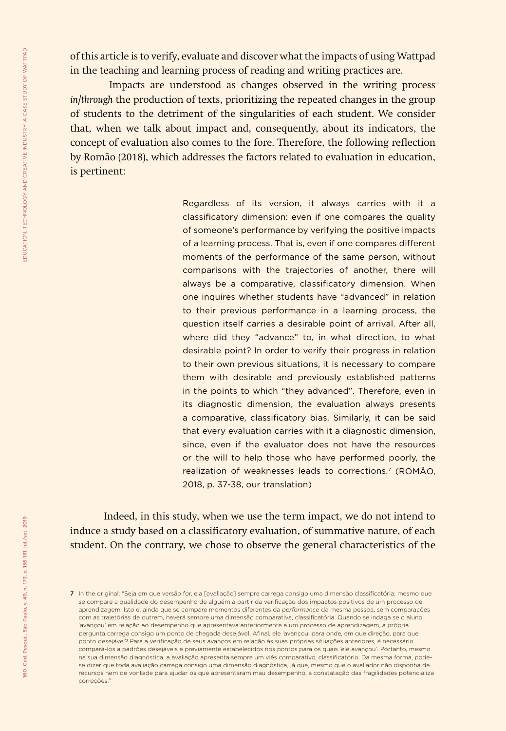of this article is to verify, evaluate and discover what the impacts of using Wattpad in the teaching and learning process of reading and writing practices are.

Impacts are understood as changes observed in the writing process *in/through* the production of texts, prioritizing the repeated changes in the group of students to the detriment of the singularities of each student. We consider that, when we talk about impact and, consequently, about its indicators, the concept of evaluation also comes to the fore. Therefore, the following reflection by Romão (2018), which addresses the factors related to evaluation in education, is pertinent:

> Regardless of its version, it always carries with it a classificatory dimension: even if one compares the quality of someone's performance by verifying the positive impacts of a learning process. That is, even if one compares different moments of the performance of the same person, without comparisons with the trajectories of another, there will always be a comparative, classificatory dimension. When one inquires whether students have "advanced" in relation to their previous performance in a learning process, the question itself carries a desirable point of arrival. After all, where did they "advance" to, in what direction, to what desirable point? In order to verify their progress in relation to their own previous situations, it is necessary to compare them with desirable and previously established patterns in the points to which "they advanced". Therefore, even in its diagnostic dimension, the evaluation always presents a comparative, classificatory bias. Similarly, it can be said that every evaluation carries with it a diagnostic dimension, since, even if the evaluator does not have the resources or the will to help those who have performed poorly, the realization of weaknesses leads to corrections.[7] (ROMÃO, 2018, p. 37-38, our translation)

Indeed, in this study, when we use the term impact, we do not intend to induce a study based on a classificatory evaluation, of summative nature, of each student. On the contrary, we chose to observe the general characteristics of the

---

7 In the original: "Seja em que versão for, ela [avaliação] sempre carrega consigo uma dimensão classificatória: mesmo que se compare a qualidade do desempenho de alguém a partir da verificação dos impactos positivos de um processo de aprendizagem. Isto é, ainda que se compare momentos diferentes da *performance* da mesma pessoa, sem comparações com as trajetórias de outrem, haverá sempre uma dimensão comparativa, classificatória. Quando se indaga se o aluno 'avançou' em relação ao desempenho que apresentava anteriormente a um processo de aprendizagem, a própria pergunta carrega consigo um ponto de chegada desejável. Afinal, ele 'avançou' para onde, em que direção, para que ponto desejável? Para a verificação de seus avanços em relação às suas próprias situações anteriores, é necessário compará-los a padrões desejáveis e previamente estabelecidos nos pontos para os quais 'ele avançou'. Portanto, mesmo na sua dimensão diagnóstica, a avaliação apresenta sempre um viés comparativo, classificatório. Da mesma forma, pode-se dizer que toda avaliação carrega consigo uma dimensão diagnóstica, já que, mesmo que o avaliador não disponha de recursos nem de vontade para ajudar os que apresentaram mau desempenho, a constatação das fragilidades potencializa correções."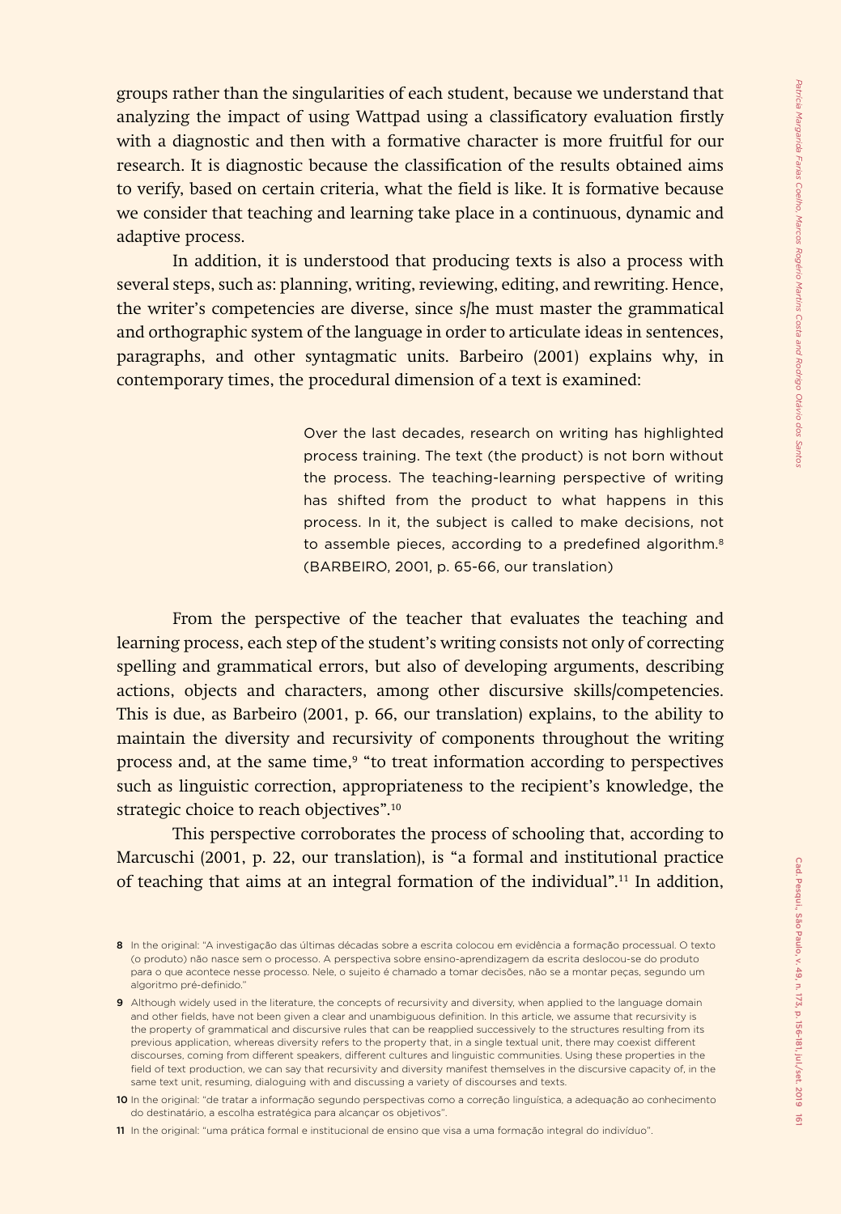groups rather than the singularities of each student, because we understand that analyzing the impact of using Wattpad using a classificatory evaluation firstly with a diagnostic and then with a formative character is more fruitful for our research. It is diagnostic because the classification of the results obtained aims to verify, based on certain criteria, what the field is like. It is formative because we consider that teaching and learning take place in a continuous, dynamic and adaptive process.

In addition, it is understood that producing texts is also a process with several steps, such as: planning, writing, reviewing, editing, and rewriting. Hence, the writer's competencies are diverse, since s/he must master the grammatical and orthographic system of the language in order to articulate ideas in sentences, paragraphs, and other syntagmatic units. Barbeiro (2001) explains why, in contemporary times, the procedural dimension of a text is examined:

> Over the last decades, research on writing has highlighted process training. The text (the product) is not born without the process. The teaching-learning perspective of writing has shifted from the product to what happens in this process. In it, the subject is called to make decisions, not to assemble pieces, according to a predefined algorithm.[8] (BARBEIRO, 2001, p. 65-66, our translation)

From the perspective of the teacher that evaluates the teaching and learning process, each step of the student's writing consists not only of correcting spelling and grammatical errors, but also of developing arguments, describing actions, objects and characters, among other discursive skills/competencies. This is due, as Barbeiro (2001, p. 66, our translation) explains, to the ability to maintain the diversity and recursivity of components throughout the writing process and, at the same time,[9] "to treat information according to perspectives such as linguistic correction, appropriateness to the recipient's knowledge, the strategic choice to reach objectives".[10]

This perspective corroborates the process of schooling that, according to Marcuschi (2001, p. 22, our translation), is "a formal and institutional practice of teaching that aims at an integral formation of the individual".[11] In addition,

---

8 In the original: "A investigação das últimas décadas sobre a escrita colocou em evidência a formação processual. O texto (o produto) não nasce sem o processo. A perspectiva sobre ensino-aprendizagem da escrita deslocou-se do produto para o que acontece nesse processo. Nele, o sujeito é chamado a tomar decisões, não se a montar peças, segundo um algoritmo pré-definido."

9 Although widely used in the literature, the concepts of recursivity and diversity, when applied to the language domain and other fields, have not been given a clear and unambiguous definition. In this article, we assume that recursivity is the property of grammatical and discursive rules that can be reapplied successively to the structures resulting from its previous application, whereas diversity refers to the property that, in a single textual unit, there may coexist different discourses, coming from different speakers, different cultures and linguistic communities. Using these properties in the field of text production, we can say that recursivity and diversity manifest themselves in the discursive capacity of, in the same text unit, resuming, dialoguing with and discussing a variety of discourses and texts.

10 In the original: "de tratar a informação segundo perspectivas como a correção linguística, a adequação ao conhecimento do destinatário, a escolha estratégica para alcançar os objetivos".

11 In the original: "uma prática formal e institucional de ensino que visa a uma formação integral do indivíduo".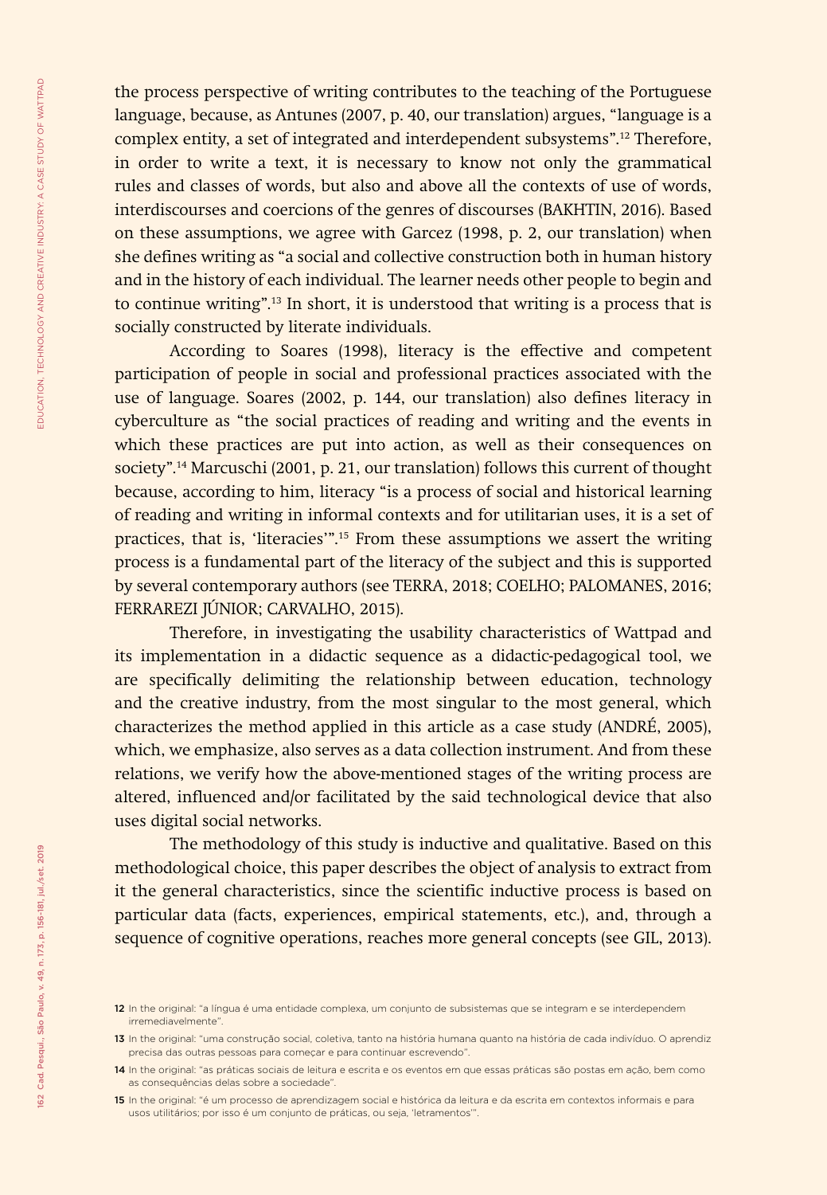the process perspective of writing contributes to the teaching of the Portuguese language, because, as Antunes (2007, p. 40, our translation) argues, "language is a complex entity, a set of integrated and interdependent subsystems".[12] Therefore, in order to write a text, it is necessary to know not only the grammatical rules and classes of words, but also and above all the contexts of use of words, interdiscourses and coercions of the genres of discourses (BAKHTIN, 2016). Based on these assumptions, we agree with Garcez (1998, p. 2, our translation) when she defines writing as "a social and collective construction both in human history and in the history of each individual. The learner needs other people to begin and to continue writing".[13] In short, it is understood that writing is a process that is socially constructed by literate individuals.

According to Soares (1998), literacy is the effective and competent participation of people in social and professional practices associated with the use of language. Soares (2002, p. 144, our translation) also defines literacy in cyberculture as "the social practices of reading and writing and the events in which these practices are put into action, as well as their consequences on society".[14] Marcuschi (2001, p. 21, our translation) follows this current of thought because, according to him, literacy "is a process of social and historical learning of reading and writing in informal contexts and for utilitarian uses, it is a set of practices, that is, 'literacies'".[15] From these assumptions we assert the writing process is a fundamental part of the literacy of the subject and this is supported by several contemporary authors (see TERRA, 2018; COELHO; PALOMANES, 2016; FERRAREZI JÚNIOR; CARVALHO, 2015).

Therefore, in investigating the usability characteristics of Wattpad and its implementation in a didactic sequence as a didactic-pedagogical tool, we are specifically delimiting the relationship between education, technology and the creative industry, from the most singular to the most general, which characterizes the method applied in this article as a case study (ANDRÉ, 2005), which, we emphasize, also serves as a data collection instrument. And from these relations, we verify how the above-mentioned stages of the writing process are altered, influenced and/or facilitated by the said technological device that also uses digital social networks.

The methodology of this study is inductive and qualitative. Based on this methodological choice, this paper describes the object of analysis to extract from it the general characteristics, since the scientific inductive process is based on particular data (facts, experiences, empirical statements, etc.), and, through a sequence of cognitive operations, reaches more general concepts (see GIL, 2013).

---

12 In the original: "a língua é uma entidade complexa, um conjunto de subsistemas que se integram e se interdependem irremediavelmente".

13 In the original: "uma construção social, coletiva, tanto na história humana quanto na história de cada indivíduo. O aprendiz precisa das outras pessoas para começar e para continuar escrevendo".

14 In the original: "as práticas sociais de leitura e escrita e os eventos em que essas práticas são postas em ação, bem como as consequências delas sobre a sociedade".

15 In the original: "é um processo de aprendizagem social e histórica da leitura e da escrita em contextos informais e para usos utilitários; por isso é um conjunto de práticas, ou seja, 'letramentos'".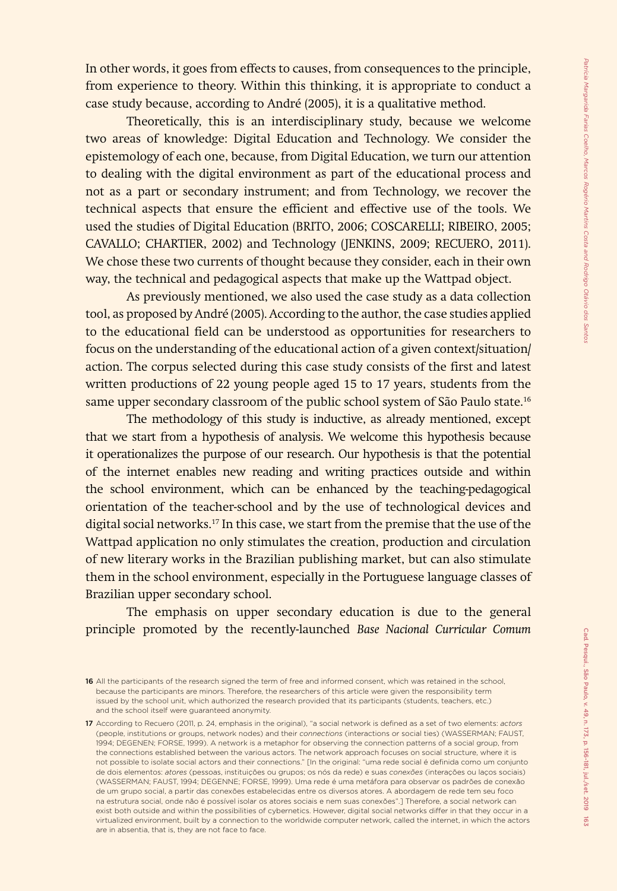In other words, it goes from effects to causes, from consequences to the principle, from experience to theory. Within this thinking, it is appropriate to conduct a case study because, according to André (2005), it is a qualitative method.

Theoretically, this is an interdisciplinary study, because we welcome two areas of knowledge: Digital Education and Technology. We consider the epistemology of each one, because, from Digital Education, we turn our attention to dealing with the digital environment as part of the educational process and not as a part or secondary instrument; and from Technology, we recover the technical aspects that ensure the efficient and effective use of the tools. We used the studies of Digital Education (BRITO, 2006; COSCARELLI; RIBEIRO, 2005; CAVALLO; CHARTIER, 2002) and Technology (JENKINS, 2009; RECUERO, 2011). We chose these two currents of thought because they consider, each in their own way, the technical and pedagogical aspects that make up the Wattpad object.

As previously mentioned, we also used the case study as a data collection tool, as proposed by André (2005). According to the author, the case studies applied to the educational field can be understood as opportunities for researchers to focus on the understanding of the educational action of a given context/situation/action. The corpus selected during this case study consists of the first and latest written productions of 22 young people aged 15 to 17 years, students from the same upper secondary classroom of the public school system of São Paulo state.[16]

The methodology of this study is inductive, as already mentioned, except that we start from a hypothesis of analysis. We welcome this hypothesis because it operationalizes the purpose of our research. Our hypothesis is that the potential of the internet enables new reading and writing practices outside and within the school environment, which can be enhanced by the teaching-pedagogical orientation of the teacher-school and by the use of technological devices and digital social networks.[17] In this case, we start from the premise that the use of the Wattpad application no only stimulates the creation, production and circulation of new literary works in the Brazilian publishing market, but can also stimulate them in the school environment, especially in the Portuguese language classes of Brazilian upper secondary school.

The emphasis on upper secondary education is due to the general principle promoted by the recently-launched *Base Nacional Curricular Comum*

16 All the participants of the research signed the term of free and informed consent, which was retained in the school, because the participants are minors. Therefore, the researchers of this article were given the responsibility term issued by the school unit, which authorized the research provided that its participants (students, teachers, etc.) and the school itself were guaranteed anonymity.

17 According to Recuero (2011, p. 24, emphasis in the original), "a social network is defined as a set of two elements: *actors* (people, institutions or groups, network nodes) and their *connections* (interactions or social ties) (WASSERMAN; FAUST, 1994; DEGENEN; FORSE, 1999). A network is a metaphor for observing the connection patterns of a social group, from the connections established between the various actors. The network approach focuses on social structure, where it is not possible to isolate social actors and their connections." [In the original: "uma rede social é definida como um conjunto de dois elementos: *atores* (pessoas, instituições ou grupos; os nós da rede) e suas *conexões* (interações ou laços sociais) (WASSERMAN; FAUST, 1994; DEGENNE; FORSE, 1999). Uma rede é uma metáfora para observar os padrões de conexão de um grupo social, a partir das conexões estabelecidas entre os diversos atores. A abordagem de rede tem seu foco na estrutura social, onde não é possível isolar os atores sociais e nem suas conexões".] Therefore, a social network can exist both outside and within the possibilities of cybernetics. However, digital social networks differ in that they occur in a virtualized environment, built by a connection to the worldwide computer network, called the internet, in which the actors are in absentia, that is, they are not face to face.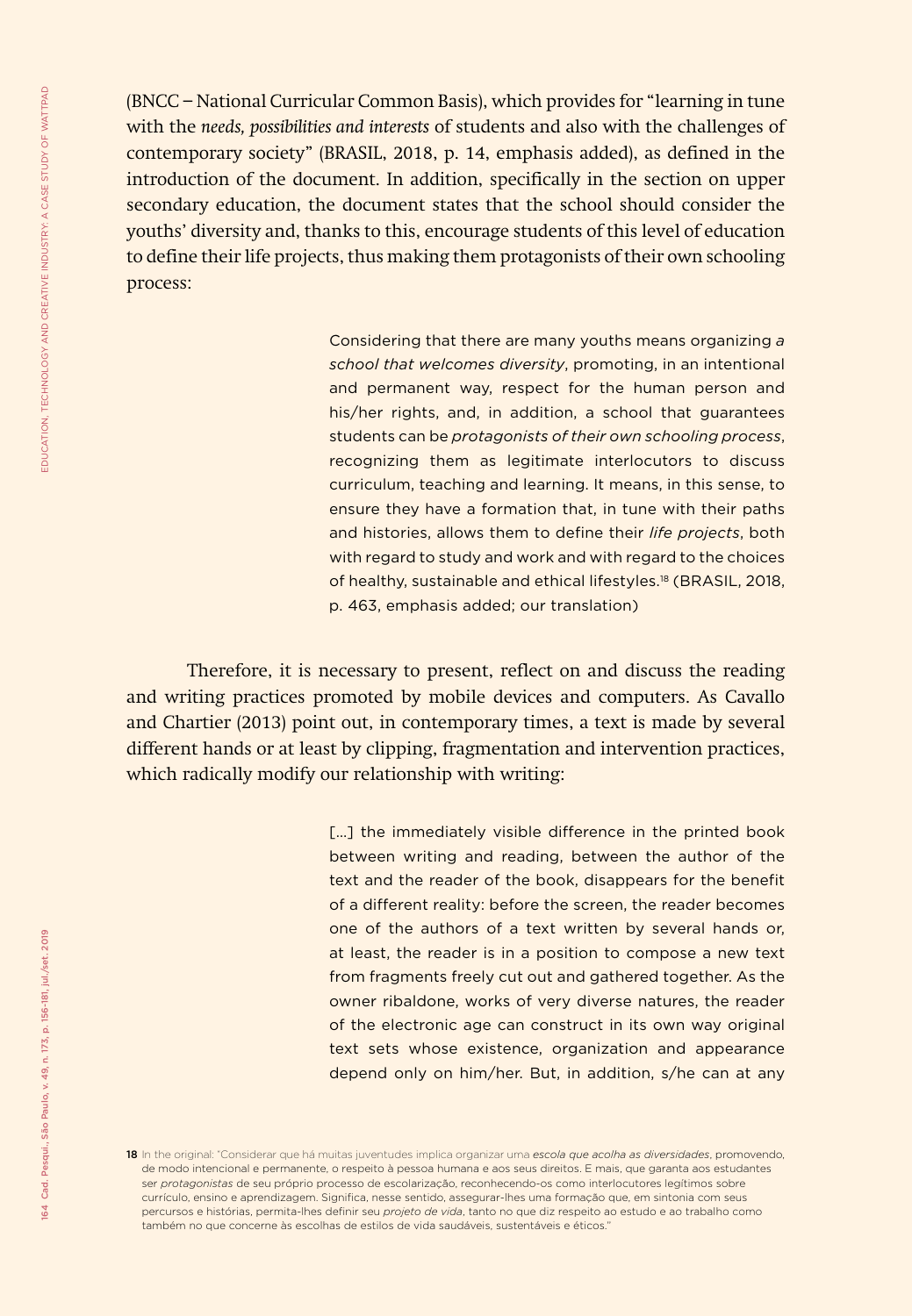(BNCC – National Curricular Common Basis), which provides for "learning in tune with the *needs, possibilities and interests* of students and also with the challenges of contemporary society" (BRASIL, 2018, p. 14, emphasis added), as defined in the introduction of the document. In addition, specifically in the section on upper secondary education, the document states that the school should consider the youths' diversity and, thanks to this, encourage students of this level of education to define their life projects, thus making them protagonists of their own schooling process:

> Considering that there are many youths means organizing *a school that welcomes diversity*, promoting, in an intentional and permanent way, respect for the human person and his/her rights, and, in addition, a school that guarantees students can be *protagonists of their own schooling process*, recognizing them as legitimate interlocutors to discuss curriculum, teaching and learning. It means, in this sense, to ensure they have a formation that, in tune with their paths and histories, allows them to define their *life projects*, both with regard to study and work and with regard to the choices of healthy, sustainable and ethical lifestyles.[18] (BRASIL, 2018, p. 463, emphasis added; our translation)

Therefore, it is necessary to present, reflect on and discuss the reading and writing practices promoted by mobile devices and computers. As Cavallo and Chartier (2013) point out, in contemporary times, a text is made by several different hands or at least by clipping, fragmentation and intervention practices, which radically modify our relationship with writing:

> [...] the immediately visible difference in the printed book between writing and reading, between the author of the text and the reader of the book, disappears for the benefit of a different reality: before the screen, the reader becomes one of the authors of a text written by several hands or, at least, the reader is in a position to compose a new text from fragments freely cut out and gathered together. As the owner ribaldone, works of very diverse natures, the reader of the electronic age can construct in its own way original text sets whose existence, organization and appearance depend only on him/her. But, in addition, s/he can at any

18 In the original: "Considerar que há muitas juventudes implica organizar uma *escola que acolha as diversidades*, promovendo, de modo intencional e permanente, o respeito à pessoa humana e aos seus direitos. E mais, que garanta aos estudantes ser *protagonistas* de seu próprio processo de escolarização, reconhecendo-os como interlocutores legítimos sobre currículo, ensino e aprendizagem. Significa, nesse sentido, assegurar-lhes uma formação que, em sintonia com seus percursos e histórias, permita-lhes definir seu *projeto de vida*, tanto no que diz respeito ao estudo e ao trabalho como também no que concerne às escolhas de estilos de vida saudáveis, sustentáveis e éticos."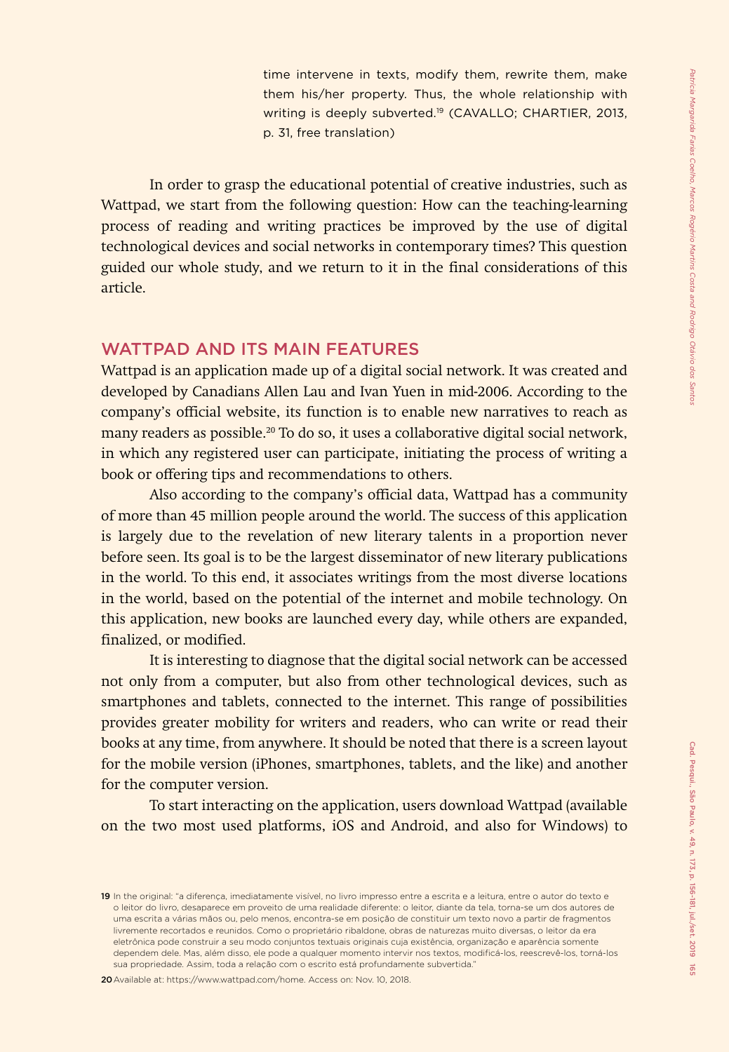time intervene in texts, modify them, rewrite them, make them his/her property. Thus, the whole relationship with writing is deeply subverted.[19] (CAVALLO; CHARTIER, 2013, p. 31, free translation)

In order to grasp the educational potential of creative industries, such as Wattpad, we start from the following question: How can the teaching-learning process of reading and writing practices be improved by the use of digital technological devices and social networks in contemporary times? This question guided our whole study, and we return to it in the final considerations of this article.

## WATTPAD AND ITS MAIN FEATURES

Wattpad is an application made up of a digital social network. It was created and developed by Canadians Allen Lau and Ivan Yuen in mid-2006. According to the company's official website, its function is to enable new narratives to reach as many readers as possible.[20] To do so, it uses a collaborative digital social network, in which any registered user can participate, initiating the process of writing a book or offering tips and recommendations to others.

Also according to the company's official data, Wattpad has a community of more than 45 million people around the world. The success of this application is largely due to the revelation of new literary talents in a proportion never before seen. Its goal is to be the largest disseminator of new literary publications in the world. To this end, it associates writings from the most diverse locations in the world, based on the potential of the internet and mobile technology. On this application, new books are launched every day, while others are expanded, finalized, or modified.

It is interesting to diagnose that the digital social network can be accessed not only from a computer, but also from other technological devices, such as smartphones and tablets, connected to the internet. This range of possibilities provides greater mobility for writers and readers, who can write or read their books at any time, from anywhere. It should be noted that there is a screen layout for the mobile version (iPhones, smartphones, tablets, and the like) and another for the computer version.

To start interacting on the application, users download Wattpad (available on the two most used platforms, iOS and Android, and also for Windows) to

---

19 In the original: "a diferença, imediatamente visível, no livro impresso entre a escrita e a leitura, entre o autor do texto e o leitor do livro, desaparece em proveito de uma realidade diferente: o leitor, diante da tela, torna-se um dos autores de uma escrita a várias mãos ou, pelo menos, encontra-se em posição de constituir um texto novo a partir de fragmentos livremente recortados e reunidos. Como o proprietário ribaldone, obras de naturezas muito diversas, o leitor da era eletrônica pode construir a seu modo conjuntos textuais originais cuja existência, organização e aparência somente dependem dele. Mas, além disso, ele pode a qualquer momento intervir nos textos, modificá-los, reescrevê-los, torná-los sua propriedade. Assim, toda a relação com o escrito está profundamente subvertida."

20 Available at: https://www.wattpad.com/home. Access on: Nov. 10, 2018.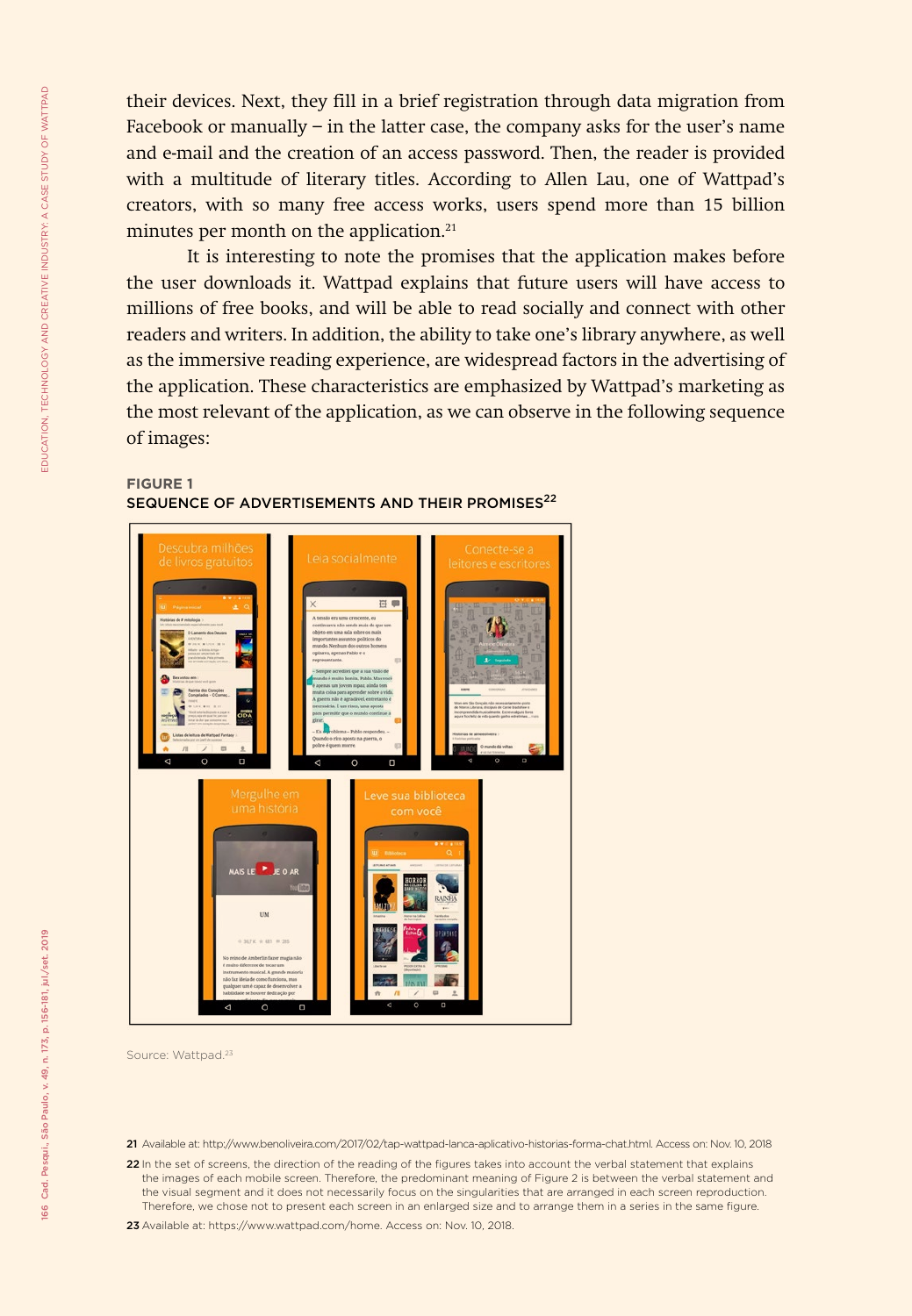their devices. Next, they fill in a brief registration through data migration from Facebook or manually – in the latter case, the company asks for the user's name and e-mail and the creation of an access password. Then, the reader is provided with a multitude of literary titles. According to Allen Lau, one of Wattpad's creators, with so many free access works, users spend more than 15 billion minutes per month on the application.[21]

It is interesting to note the promises that the application makes before the user downloads it. Wattpad explains that future users will have access to millions of free books, and will be able to read socially and connect with other readers and writers. In addition, the ability to take one's library anywhere, as well as the immersive reading experience, are widespread factors in the advertising of the application. These characteristics are emphasized by Wattpad's marketing as the most relevant of the application, as we can observe in the following sequence of images:

**FIGURE 1**
**SEQUENCE OF ADVERTISEMENTS AND THEIR PROMISES[22]**

Source: Wattpad.[23]

21 Available at: http://www.benoliveira.com/2017/02/tap-wattpad-lanca-aplicativo-historias-forma-chat.html. Access on: Nov. 10, 2018

22 In the set of screens, the direction of the reading of the figures takes into account the verbal statement that explains the images of each mobile screen. Therefore, the predominant meaning of Figure 2 is between the verbal statement and the visual segment and it does not necessarily focus on the singularities that are arranged in each screen reproduction. Therefore, we chose not to present each screen in an enlarged size and to arrange them in a series in the same figure.

23 Available at: https://www.wattpad.com/home. Access on: Nov. 10, 2018.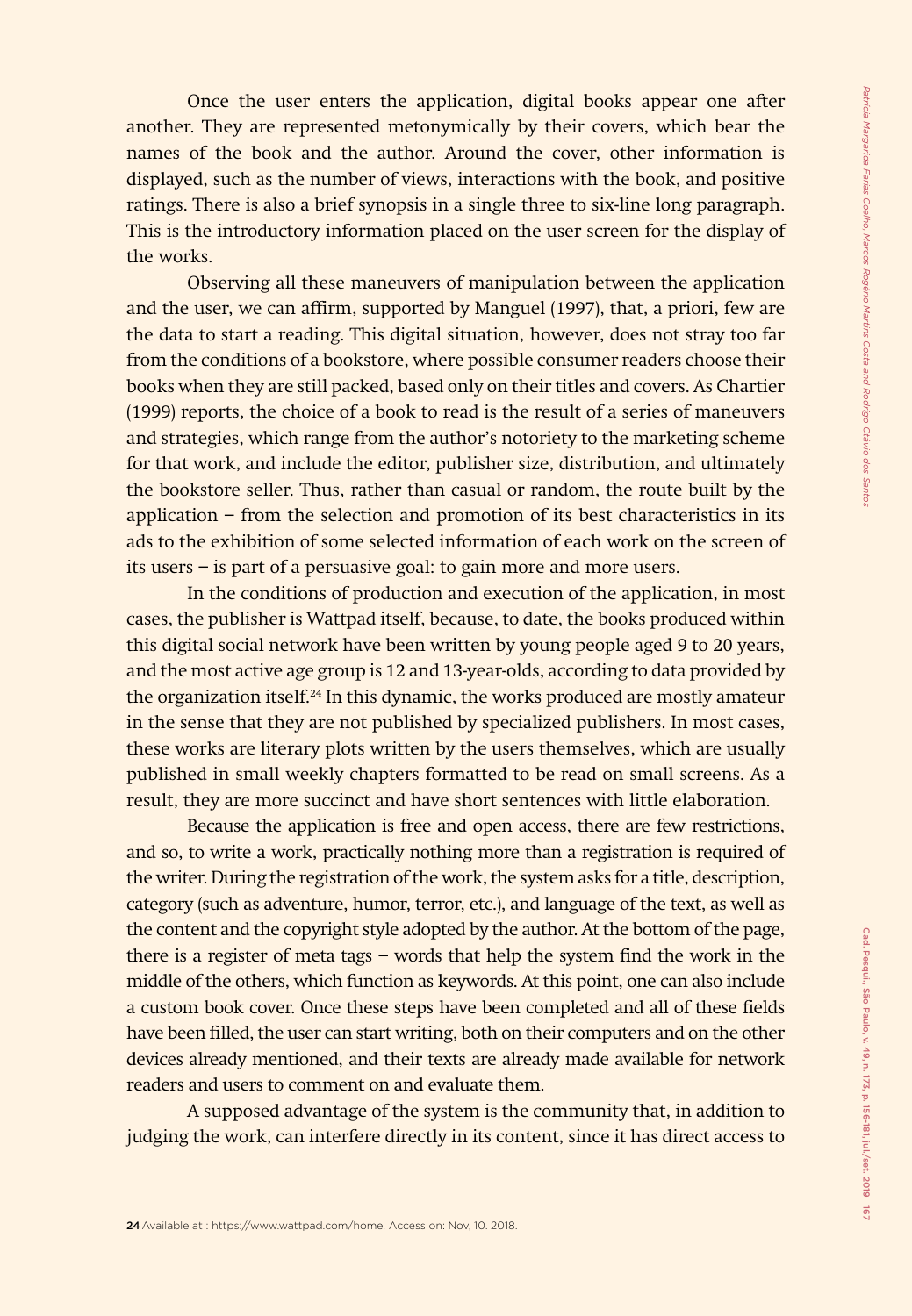Once the user enters the application, digital books appear one after another. They are represented metonymically by their covers, which bear the names of the book and the author. Around the cover, other information is displayed, such as the number of views, interactions with the book, and positive ratings. There is also a brief synopsis in a single three to six-line long paragraph. This is the introductory information placed on the user screen for the display of the works.

Observing all these maneuvers of manipulation between the application and the user, we can affirm, supported by Manguel (1997), that, a priori, few are the data to start a reading. This digital situation, however, does not stray too far from the conditions of a bookstore, where possible consumer readers choose their books when they are still packed, based only on their titles and covers. As Chartier (1999) reports, the choice of a book to read is the result of a series of maneuvers and strategies, which range from the author's notoriety to the marketing scheme for that work, and include the editor, publisher size, distribution, and ultimately the bookstore seller. Thus, rather than casual or random, the route built by the application – from the selection and promotion of its best characteristics in its ads to the exhibition of some selected information of each work on the screen of its users – is part of a persuasive goal: to gain more and more users.

In the conditions of production and execution of the application, in most cases, the publisher is Wattpad itself, because, to date, the books produced within this digital social network have been written by young people aged 9 to 20 years, and the most active age group is 12 and 13-year-olds, according to data provided by the organization itself.[24] In this dynamic, the works produced are mostly amateur in the sense that they are not published by specialized publishers. In most cases, these works are literary plots written by the users themselves, which are usually published in small weekly chapters formatted to be read on small screens. As a result, they are more succinct and have short sentences with little elaboration.

Because the application is free and open access, there are few restrictions, and so, to write a work, practically nothing more than a registration is required of the writer. During the registration of the work, the system asks for a title, description, category (such as adventure, humor, terror, etc.), and language of the text, as well as the content and the copyright style adopted by the author. At the bottom of the page, there is a register of meta tags – words that help the system find the work in the middle of the others, which function as keywords. At this point, one can also include a custom book cover. Once these steps have been completed and all of these fields have been filled, the user can start writing, both on their computers and on the other devices already mentioned, and their texts are already made available for network readers and users to comment on and evaluate them.

A supposed advantage of the system is the community that, in addition to judging the work, can interfere directly in its content, since it has direct access to

[24] Available at : https://www.wattpad.com/home. Access on: Nov, 10. 2018.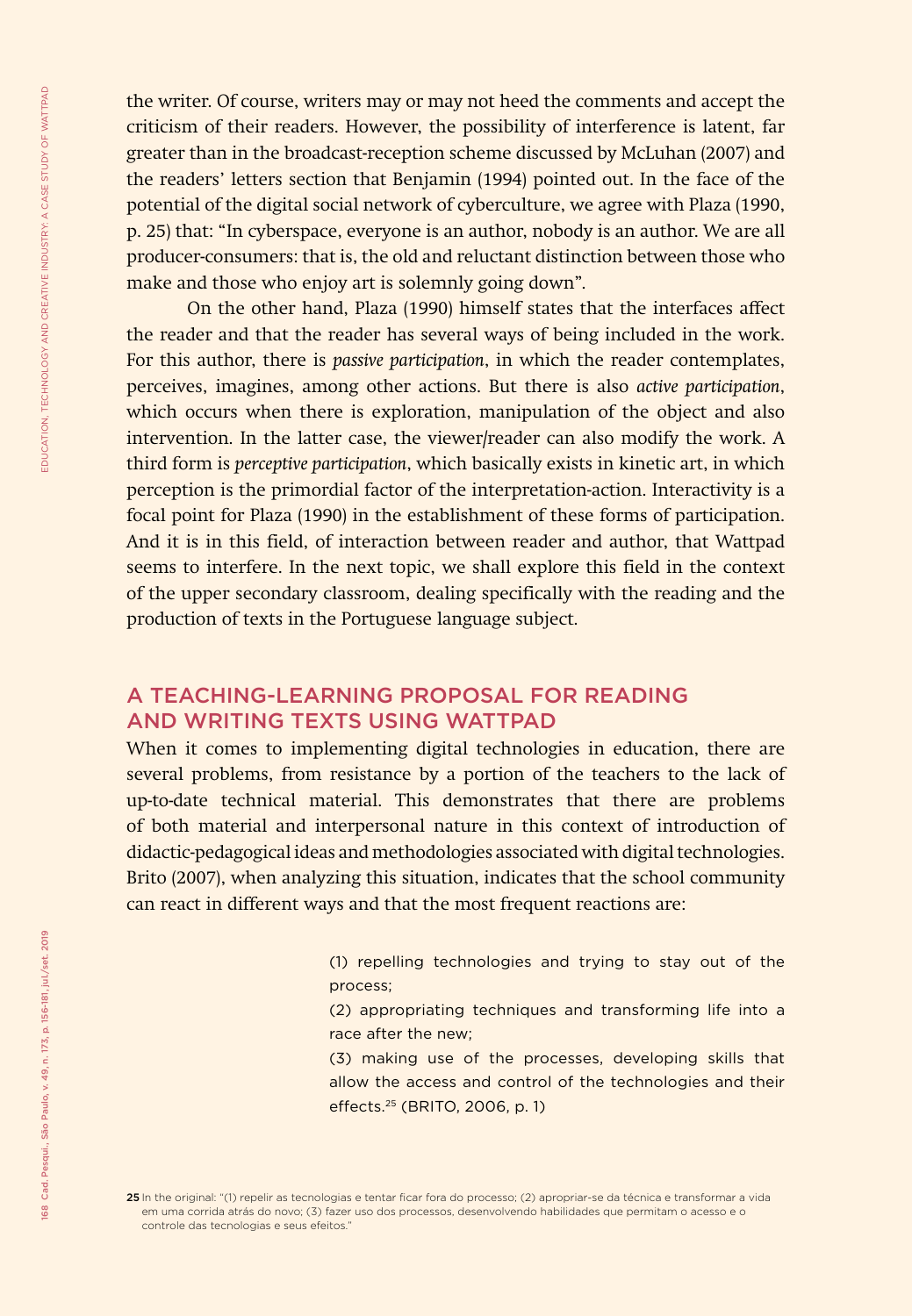the writer. Of course, writers may or may not heed the comments and accept the criticism of their readers. However, the possibility of interference is latent, far greater than in the broadcast-reception scheme discussed by McLuhan (2007) and the readers' letters section that Benjamin (1994) pointed out. In the face of the potential of the digital social network of cyberculture, we agree with Plaza (1990, p. 25) that: "In cyberspace, everyone is an author, nobody is an author. We are all producer-consumers: that is, the old and reluctant distinction between those who make and those who enjoy art is solemnly going down".

On the other hand, Plaza (1990) himself states that the interfaces affect the reader and that the reader has several ways of being included in the work. For this author, there is *passive participation*, in which the reader contemplates, perceives, imagines, among other actions. But there is also *active participation*, which occurs when there is exploration, manipulation of the object and also intervention. In the latter case, the viewer/reader can also modify the work. A third form is *perceptive participation*, which basically exists in kinetic art, in which perception is the primordial factor of the interpretation-action. Interactivity is a focal point for Plaza (1990) in the establishment of these forms of participation. And it is in this field, of interaction between reader and author, that Wattpad seems to interfere. In the next topic, we shall explore this field in the context of the upper secondary classroom, dealing specifically with the reading and the production of texts in the Portuguese language subject.

## A TEACHING-LEARNING PROPOSAL FOR READING AND WRITING TEXTS USING WATTPAD

When it comes to implementing digital technologies in education, there are several problems, from resistance by a portion of the teachers to the lack of up-to-date technical material. This demonstrates that there are problems of both material and interpersonal nature in this context of introduction of didactic-pedagogical ideas and methodologies associated with digital technologies. Brito (2007), when analyzing this situation, indicates that the school community can react in different ways and that the most frequent reactions are:

> (1) repelling technologies and trying to stay out of the process;
> (2) appropriating techniques and transforming life into a race after the new;
> (3) making use of the processes, developing skills that allow the access and control of the technologies and their effects.[25] (BRITO, 2006, p. 1)

25 In the original: "(1) repelir as tecnologias e tentar ficar fora do processo; (2) apropriar-se da técnica e transformar a vida em uma corrida atrás do novo; (3) fazer uso dos processos, desenvolvendo habilidades que permitam o acesso e o controle das tecnologias e seus efeitos."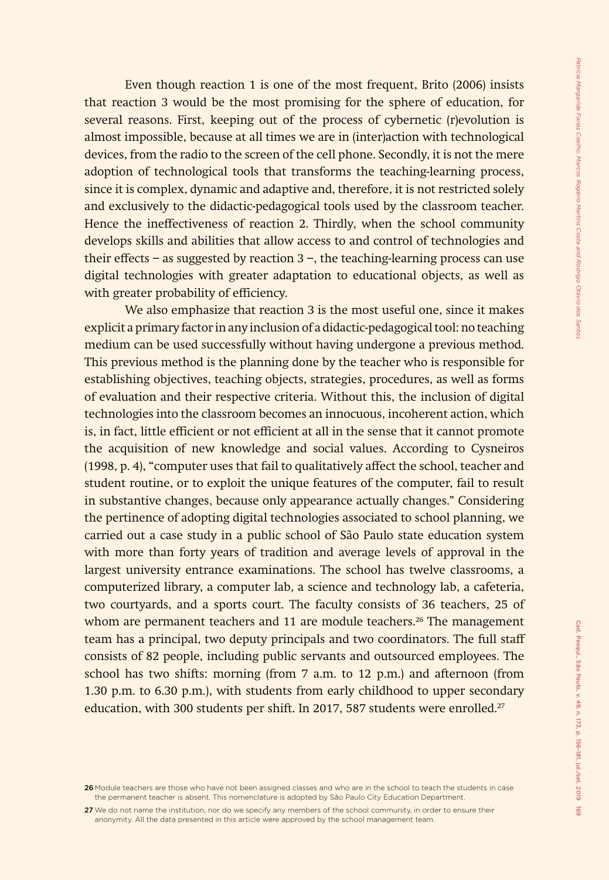Even though reaction 1 is one of the most frequent, Brito (2006) insists that reaction 3 would be the most promising for the sphere of education, for several reasons. First, keeping out of the process of cybernetic (r)evolution is almost impossible, because at all times we are in (inter)action with technological devices, from the radio to the screen of the cell phone. Secondly, it is not the mere adoption of technological tools that transforms the teaching-learning process, since it is complex, dynamic and adaptive and, therefore, it is not restricted solely and exclusively to the didactic-pedagogical tools used by the classroom teacher. Hence the ineffectiveness of reaction 2. Thirdly, when the school community develops skills and abilities that allow access to and control of technologies and their effects – as suggested by reaction 3 –, the teaching-learning process can use digital technologies with greater adaptation to educational objects, as well as with greater probability of efficiency.

We also emphasize that reaction 3 is the most useful one, since it makes explicit a primary factor in any inclusion of a didactic-pedagogical tool: no teaching medium can be used successfully without having undergone a previous method. This previous method is the planning done by the teacher who is responsible for establishing objectives, teaching objects, strategies, procedures, as well as forms of evaluation and their respective criteria. Without this, the inclusion of digital technologies into the classroom becomes an innocuous, incoherent action, which is, in fact, little efficient or not efficient at all in the sense that it cannot promote the acquisition of new knowledge and social values. According to Cysneiros (1998, p. 4), "computer uses that fail to qualitatively affect the school, teacher and student routine, or to exploit the unique features of the computer, fail to result in substantive changes, because only appearance actually changes." Considering the pertinence of adopting digital technologies associated to school planning, we carried out a case study in a public school of São Paulo state education system with more than forty years of tradition and average levels of approval in the largest university entrance examinations. The school has twelve classrooms, a computerized library, a computer lab, a science and technology lab, a cafeteria, two courtyards, and a sports court. The faculty consists of 36 teachers, 25 of whom are permanent teachers and 11 are module teachers.[26] The management team has a principal, two deputy principals and two coordinators. The full staff consists of 82 people, including public servants and outsourced employees. The school has two shifts: morning (from 7 a.m. to 12 p.m.) and afternoon (from 1.30 p.m. to 6.30 p.m.), with students from early childhood to upper secondary education, with 300 students per shift. In 2017, 587 students were enrolled.[27]

---

[26] Module teachers are those who have not been assigned classes and who are in the school to teach the students in case the permanent teacher is absent. This nomenclature is adopted by São Paulo City Education Department.

[27] We do not name the institution, nor do we specify any members of the school community, in order to ensure their anonymity. All the data presented in this article were approved by the school management team.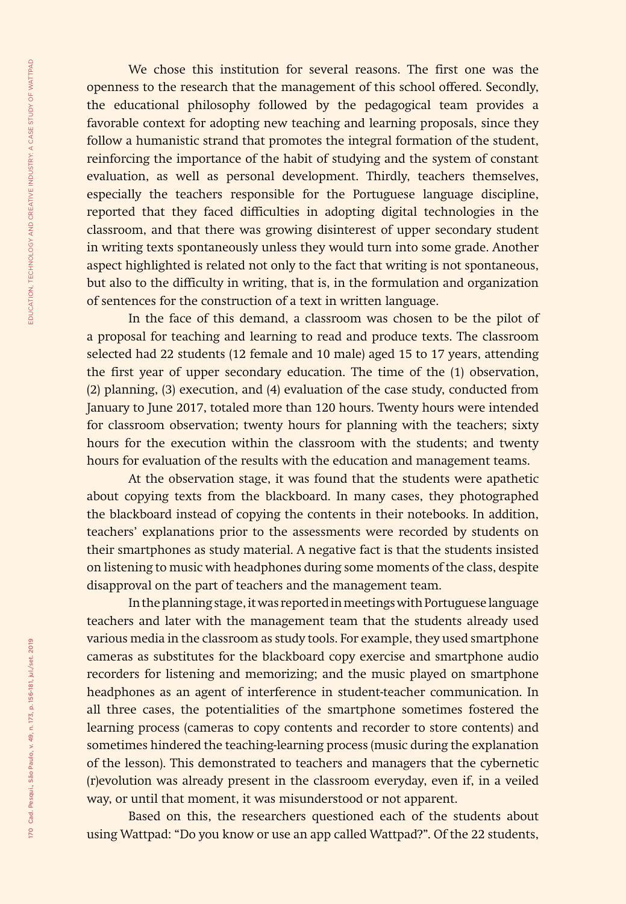We chose this institution for several reasons. The first one was the openness to the research that the management of this school offered. Secondly, the educational philosophy followed by the pedagogical team provides a favorable context for adopting new teaching and learning proposals, since they follow a humanistic strand that promotes the integral formation of the student, reinforcing the importance of the habit of studying and the system of constant evaluation, as well as personal development. Thirdly, teachers themselves, especially the teachers responsible for the Portuguese language discipline, reported that they faced difficulties in adopting digital technologies in the classroom, and that there was growing disinterest of upper secondary student in writing texts spontaneously unless they would turn into some grade. Another aspect highlighted is related not only to the fact that writing is not spontaneous, but also to the difficulty in writing, that is, in the formulation and organization of sentences for the construction of a text in written language.

In the face of this demand, a classroom was chosen to be the pilot of a proposal for teaching and learning to read and produce texts. The classroom selected had 22 students (12 female and 10 male) aged 15 to 17 years, attending the first year of upper secondary education. The time of the (1) observation, (2) planning, (3) execution, and (4) evaluation of the case study, conducted from January to June 2017, totaled more than 120 hours. Twenty hours were intended for classroom observation; twenty hours for planning with the teachers; sixty hours for the execution within the classroom with the students; and twenty hours for evaluation of the results with the education and management teams.

At the observation stage, it was found that the students were apathetic about copying texts from the blackboard. In many cases, they photographed the blackboard instead of copying the contents in their notebooks. In addition, teachers' explanations prior to the assessments were recorded by students on their smartphones as study material. A negative fact is that the students insisted on listening to music with headphones during some moments of the class, despite disapproval on the part of teachers and the management team.

In the planning stage, it was reported in meetings with Portuguese language teachers and later with the management team that the students already used various media in the classroom as study tools. For example, they used smartphone cameras as substitutes for the blackboard copy exercise and smartphone audio recorders for listening and memorizing; and the music played on smartphone headphones as an agent of interference in student-teacher communication. In all three cases, the potentialities of the smartphone sometimes fostered the learning process (cameras to copy contents and recorder to store contents) and sometimes hindered the teaching-learning process (music during the explanation of the lesson). This demonstrated to teachers and managers that the cybernetic (r)evolution was already present in the classroom everyday, even if, in a veiled way, or until that moment, it was misunderstood or not apparent.

Based on this, the researchers questioned each of the students about using Wattpad: "Do you know or use an app called Wattpad?". Of the 22 students,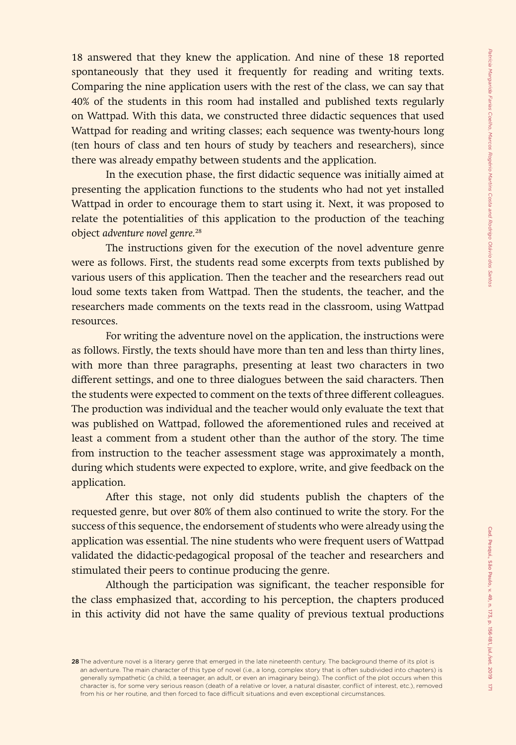18 answered that they knew the application. And nine of these 18 reported spontaneously that they used it frequently for reading and writing texts. Comparing the nine application users with the rest of the class, we can say that 40% of the students in this room had installed and published texts regularly on Wattpad. With this data, we constructed three didactic sequences that used Wattpad for reading and writing classes; each sequence was twenty-hours long (ten hours of class and ten hours of study by teachers and researchers), since there was already empathy between students and the application.

In the execution phase, the first didactic sequence was initially aimed at presenting the application functions to the students who had not yet installed Wattpad in order to encourage them to start using it. Next, it was proposed to relate the potentialities of this application to the production of the teaching object *adventure novel genre*.[28]

The instructions given for the execution of the novel adventure genre were as follows. First, the students read some excerpts from texts published by various users of this application. Then the teacher and the researchers read out loud some texts taken from Wattpad. Then the students, the teacher, and the researchers made comments on the texts read in the classroom, using Wattpad resources.

For writing the adventure novel on the application, the instructions were as follows. Firstly, the texts should have more than ten and less than thirty lines, with more than three paragraphs, presenting at least two characters in two different settings, and one to three dialogues between the said characters. Then the students were expected to comment on the texts of three different colleagues. The production was individual and the teacher would only evaluate the text that was published on Wattpad, followed the aforementioned rules and received at least a comment from a student other than the author of the story. The time from instruction to the teacher assessment stage was approximately a month, during which students were expected to explore, write, and give feedback on the application.

After this stage, not only did students publish the chapters of the requested genre, but over 80% of them also continued to write the story. For the success of this sequence, the endorsement of students who were already using the application was essential. The nine students who were frequent users of Wattpad validated the didactic-pedagogical proposal of the teacher and researchers and stimulated their peers to continue producing the genre.

Although the participation was significant, the teacher responsible for the class emphasized that, according to his perception, the chapters produced in this activity did not have the same quality of previous textual productions

---

28 The adventure novel is a literary genre that emerged in the late nineteenth century. The background theme of its plot is an adventure. The main character of this type of novel (i.e., a long, complex story that is often subdivided into chapters) is generally sympathetic (a child, a teenager, an adult, or even an imaginary being). The conflict of the plot occurs when this character is, for some very serious reason (death of a relative or lover, a natural disaster, conflict of interest, etc.), removed from his or her routine, and then forced to face difficult situations and even exceptional circumstances.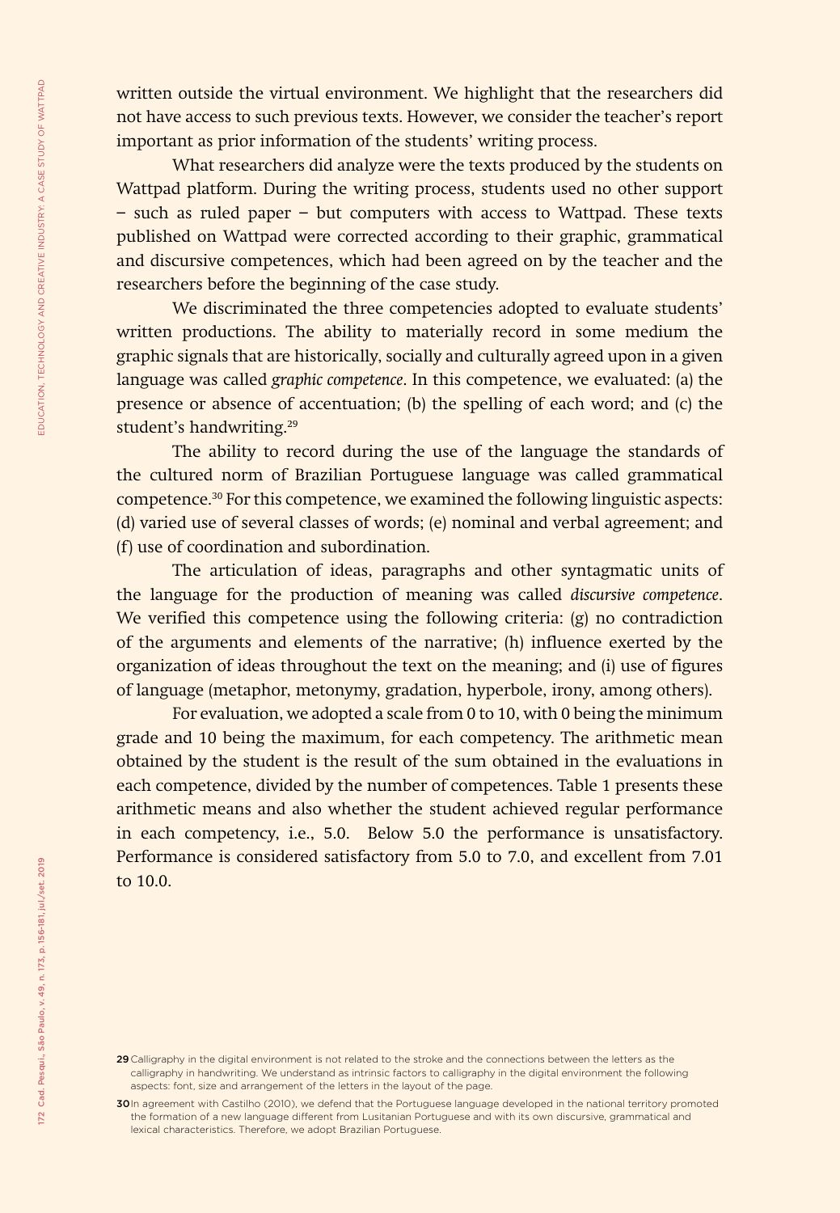written outside the virtual environment. We highlight that the researchers did not have access to such previous texts. However, we consider the teacher's report important as prior information of the students' writing process.

What researchers did analyze were the texts produced by the students on Wattpad platform. During the writing process, students used no other support – such as ruled paper – but computers with access to Wattpad. These texts published on Wattpad were corrected according to their graphic, grammatical and discursive competences, which had been agreed on by the teacher and the researchers before the beginning of the case study.

We discriminated the three competencies adopted to evaluate students' written productions. The ability to materially record in some medium the graphic signals that are historically, socially and culturally agreed upon in a given language was called *graphic competence*. In this competence, we evaluated: (a) the presence or absence of accentuation; (b) the spelling of each word; and (c) the student's handwriting.[29]

The ability to record during the use of the language the standards of the cultured norm of Brazilian Portuguese language was called grammatical competence.[30] For this competence, we examined the following linguistic aspects: (d) varied use of several classes of words; (e) nominal and verbal agreement; and (f) use of coordination and subordination.

The articulation of ideas, paragraphs and other syntagmatic units of the language for the production of meaning was called *discursive competence*. We verified this competence using the following criteria: (g) no contradiction of the arguments and elements of the narrative; (h) influence exerted by the organization of ideas throughout the text on the meaning; and (i) use of figures of language (metaphor, metonymy, gradation, hyperbole, irony, among others).

For evaluation, we adopted a scale from 0 to 10, with 0 being the minimum grade and 10 being the maximum, for each competency. The arithmetic mean obtained by the student is the result of the sum obtained in the evaluations in each competence, divided by the number of competences. Table 1 presents these arithmetic means and also whether the student achieved regular performance in each competency, i.e., 5.0. Below 5.0 the performance is unsatisfactory. Performance is considered satisfactory from 5.0 to 7.0, and excellent from 7.01 to 10.0.

---

[29] Calligraphy in the digital environment is not related to the stroke and the connections between the letters as the calligraphy in handwriting. We understand as intrinsic factors to calligraphy in the digital environment the following aspects: font, size and arrangement of the letters in the layout of the page.

[30] In agreement with Castilho (2010), we defend that the Portuguese language developed in the national territory promoted the formation of a new language different from Lusitanian Portuguese and with its own discursive, grammatical and lexical characteristics. Therefore, we adopt Brazilian Portuguese.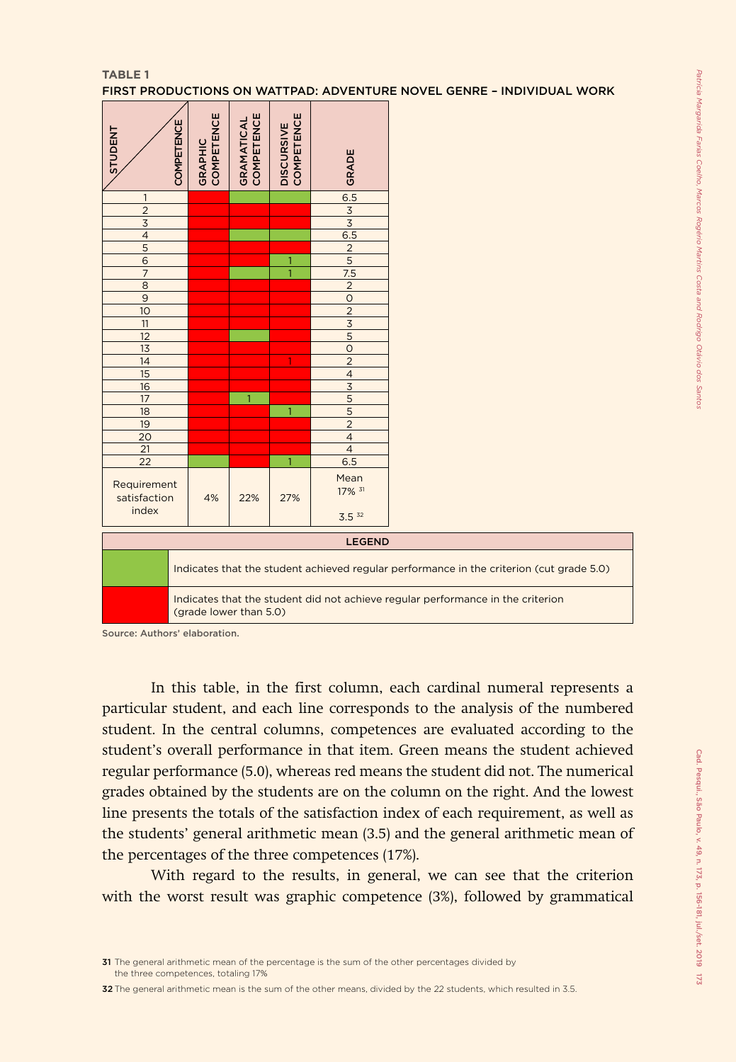**TABLE 1**

**FIRST PRODUCTIONS ON WATTPAD: ADVENTURE NOVEL GENRE – INDIVIDUAL WORK**

| STUDENT / COMPETENCE | GRAPHIC COMPETENCE | GRAMATICAL COMPETENCE | DISCURSIVE COMPETENCE | GRADE |
|---|---|---|---|---|
| 1 | Red | Green | Green | 6.5 |
| 2 | Red | Red | Red | 3 |
| 3 | Red | Red | Red | 3 |
| 4 | Red | Green | Green | 6.5 |
| 5 | Red | Red | Red | 2 |
| 6 | Red | Red | Green (1) | 5 |
| 7 | Red | Green | Green (1) | 7.5 |
| 8 | Red | Red | Red | 2 |
| 9 | Red | Red | Red | 0 |
| 10 | Red | Red | Red | 2 |
| 11 | Red | Red | Red | 3 |
| 12 | Red | Green | Red | 5 |
| 13 | Red | Red | Red | 0 |
| 14 | Red | Red | Red (1) | 2 |
| 15 | Red | Red | Red | 4 |
| 16 | Red | Red | Red | 3 |
| 17 | Red | Green (1) | Red | 5 |
| 18 | Red | Red | Green (1) | 5 |
| 19 | Red | Red | Red | 2 |
| 20 | Red | Red | Red | 4 |
| 21 | Red | Red | Red | 4 |
| 22 | Green | Red | Green (1) | 6.5 |
| Requirement satisfaction index | 4% | 22% | 27% | Mean 17% [31] 3.5 [32] |

| LEGEND | |
|---|---|
| Green | Indicates that the student achieved regular performance in the criterion (cut grade 5.0) |
| Red | Indicates that the student did not achieve regular performance in the criterion (grade lower than 5.0) |

Source: Authors' elaboration.

In this table, in the first column, each cardinal numeral represents a particular student, and each line corresponds to the analysis of the numbered student. In the central columns, competences are evaluated according to the student's overall performance in that item. Green means the student achieved regular performance (5.0), whereas red means the student did not. The numerical grades obtained by the students are on the column on the right. And the lowest line presents the totals of the satisfaction index of each requirement, as well as the students' general arithmetic mean (3.5) and the general arithmetic mean of the percentages of the three competences (17%).

With regard to the results, in general, we can see that the criterion with the worst result was graphic competence (3%), followed by grammatical

[31] The general arithmetic mean of the percentage is the sum of the other percentages divided by the three competences, totaling 17%

[32] The general arithmetic mean is the sum of the other means, divided by the 22 students, which resulted in 3.5.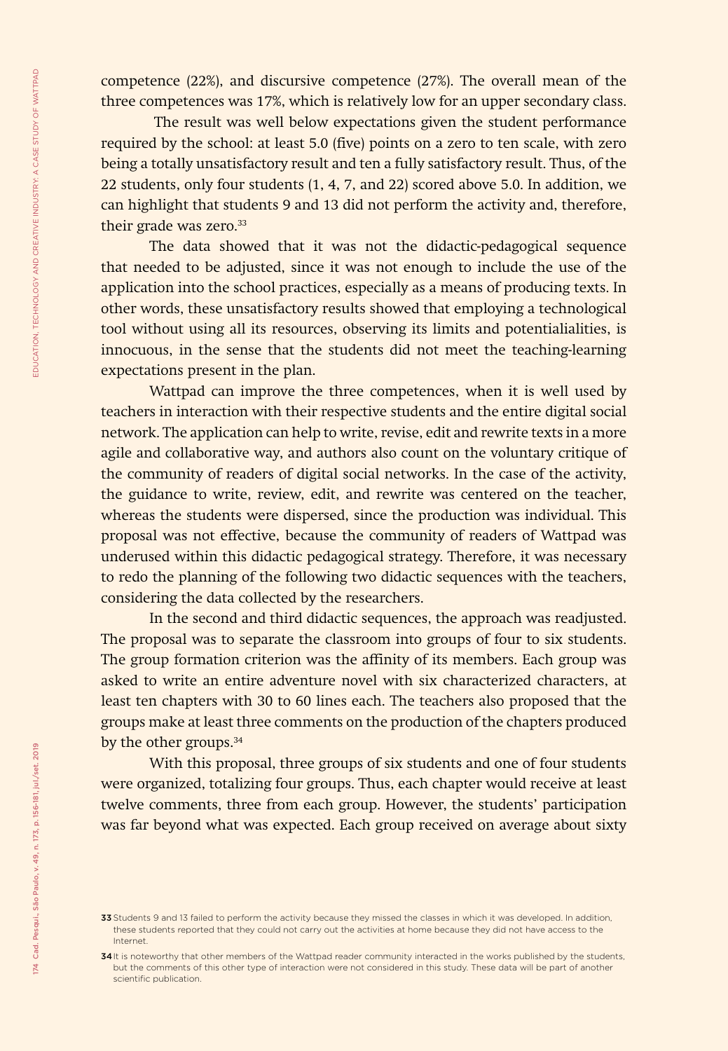competence (22%), and discursive competence (27%). The overall mean of the three competences was 17%, which is relatively low for an upper secondary class.

The result was well below expectations given the student performance required by the school: at least 5.0 (five) points on a zero to ten scale, with zero being a totally unsatisfactory result and ten a fully satisfactory result. Thus, of the 22 students, only four students (1, 4, 7, and 22) scored above 5.0. In addition, we can highlight that students 9 and 13 did not perform the activity and, therefore, their grade was zero.[33]

The data showed that it was not the didactic-pedagogical sequence that needed to be adjusted, since it was not enough to include the use of the application into the school practices, especially as a means of producing texts. In other words, these unsatisfactory results showed that employing a technological tool without using all its resources, observing its limits and potentialialities, is innocuous, in the sense that the students did not meet the teaching-learning expectations present in the plan.

Wattpad can improve the three competences, when it is well used by teachers in interaction with their respective students and the entire digital social network. The application can help to write, revise, edit and rewrite texts in a more agile and collaborative way, and authors also count on the voluntary critique of the community of readers of digital social networks. In the case of the activity, the guidance to write, review, edit, and rewrite was centered on the teacher, whereas the students were dispersed, since the production was individual. This proposal was not effective, because the community of readers of Wattpad was underused within this didactic pedagogical strategy. Therefore, it was necessary to redo the planning of the following two didactic sequences with the teachers, considering the data collected by the researchers.

In the second and third didactic sequences, the approach was readjusted. The proposal was to separate the classroom into groups of four to six students. The group formation criterion was the affinity of its members. Each group was asked to write an entire adventure novel with six characterized characters, at least ten chapters with 30 to 60 lines each. The teachers also proposed that the groups make at least three comments on the production of the chapters produced by the other groups.[34]

With this proposal, three groups of six students and one of four students were organized, totalizing four groups. Thus, each chapter would receive at least twelve comments, three from each group. However, the students' participation was far beyond what was expected. Each group received on average about sixty

---

[33] Students 9 and 13 failed to perform the activity because they missed the classes in which it was developed. In addition, these students reported that they could not carry out the activities at home because they did not have access to the Internet.

[34] It is noteworthy that other members of the Wattpad reader community interacted in the works published by the students, but the comments of this other type of interaction were not considered in this study. These data will be part of another scientific publication.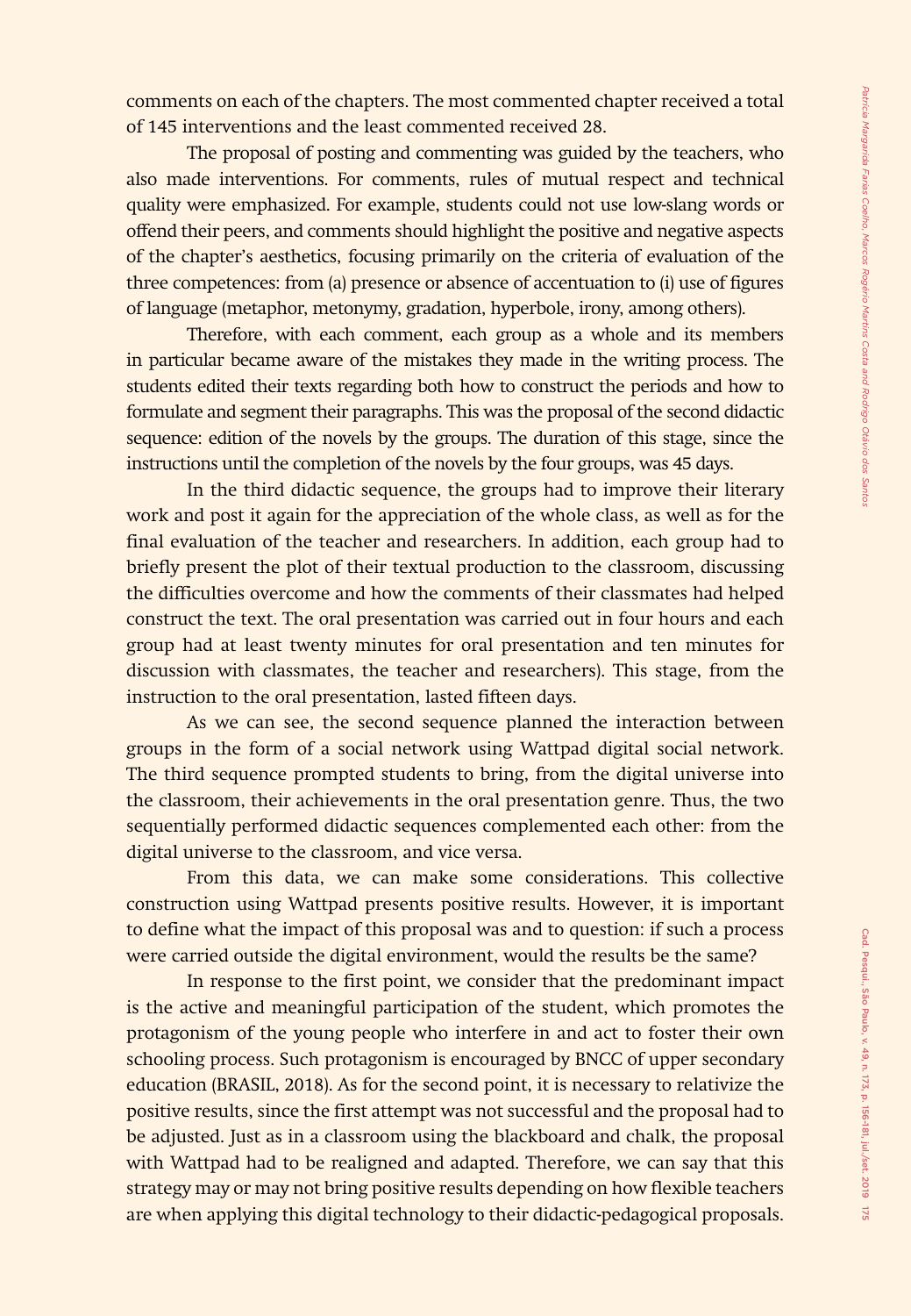comments on each of the chapters. The most commented chapter received a total of 145 interventions and the least commented received 28.

The proposal of posting and commenting was guided by the teachers, who also made interventions. For comments, rules of mutual respect and technical quality were emphasized. For example, students could not use low-slang words or offend their peers, and comments should highlight the positive and negative aspects of the chapter's aesthetics, focusing primarily on the criteria of evaluation of the three competences: from (a) presence or absence of accentuation to (i) use of figures of language (metaphor, metonymy, gradation, hyperbole, irony, among others).

Therefore, with each comment, each group as a whole and its members in particular became aware of the mistakes they made in the writing process. The students edited their texts regarding both how to construct the periods and how to formulate and segment their paragraphs. This was the proposal of the second didactic sequence: edition of the novels by the groups. The duration of this stage, since the instructions until the completion of the novels by the four groups, was 45 days.

In the third didactic sequence, the groups had to improve their literary work and post it again for the appreciation of the whole class, as well as for the final evaluation of the teacher and researchers. In addition, each group had to briefly present the plot of their textual production to the classroom, discussing the difficulties overcome and how the comments of their classmates had helped construct the text. The oral presentation was carried out in four hours and each group had at least twenty minutes for oral presentation and ten minutes for discussion with classmates, the teacher and researchers). This stage, from the instruction to the oral presentation, lasted fifteen days.

As we can see, the second sequence planned the interaction between groups in the form of a social network using Wattpad digital social network. The third sequence prompted students to bring, from the digital universe into the classroom, their achievements in the oral presentation genre. Thus, the two sequentially performed didactic sequences complemented each other: from the digital universe to the classroom, and vice versa.

From this data, we can make some considerations. This collective construction using Wattpad presents positive results. However, it is important to define what the impact of this proposal was and to question: if such a process were carried outside the digital environment, would the results be the same?

In response to the first point, we consider that the predominant impact is the active and meaningful participation of the student, which promotes the protagonism of the young people who interfere in and act to foster their own schooling process. Such protagonism is encouraged by BNCC of upper secondary education (BRASIL, 2018). As for the second point, it is necessary to relativize the positive results, since the first attempt was not successful and the proposal had to be adjusted. Just as in a classroom using the blackboard and chalk, the proposal with Wattpad had to be realigned and adapted. Therefore, we can say that this strategy may or may not bring positive results depending on how flexible teachers are when applying this digital technology to their didactic-pedagogical proposals.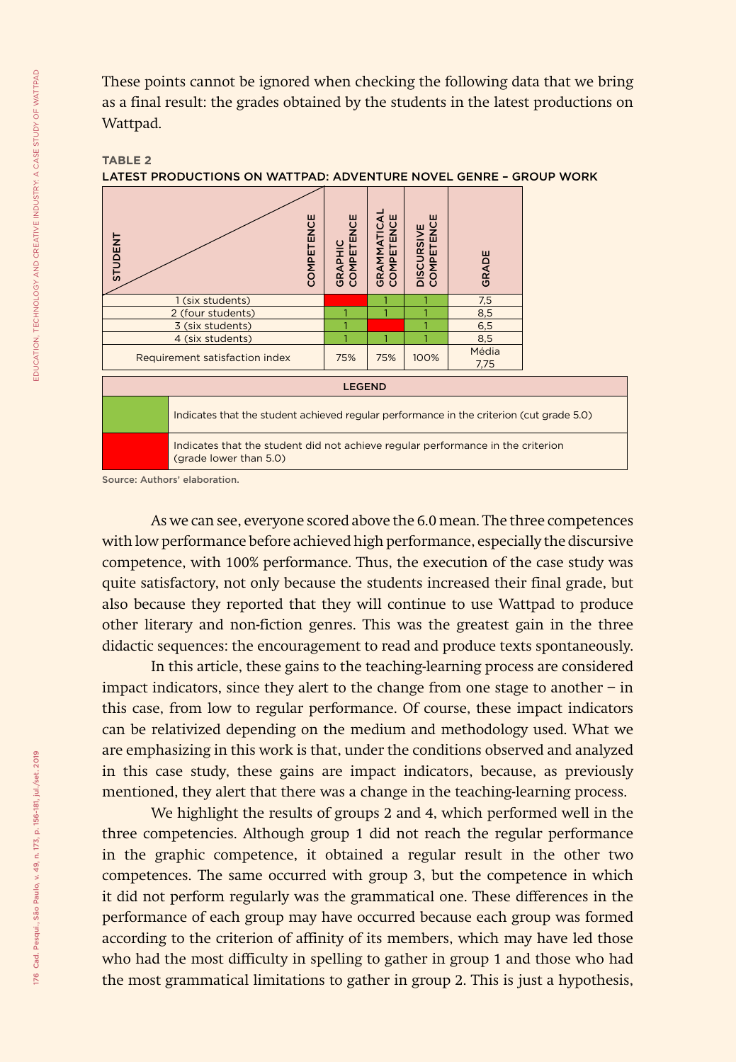These points cannot be ignored when checking the following data that we bring as a final result: the grades obtained by the students in the latest productions on Wattpad.

**TABLE 2**

**LATEST PRODUCTIONS ON WATTPAD: ADVENTURE NOVEL GENRE – GROUP WORK**

| STUDENT / COMPETENCE | GRAPHIC COMPETENCE | GRAMMATICAL COMPETENCE | DISCURSIVE COMPETENCE | GRADE |
|---|---|---|---|---|
| 1 (six students) | (red) | 1 | 1 | 7,5 |
| 2 (four students) | 1 | 1 | 1 | 8,5 |
| 3 (six students) | 1 | (red) | 1 | 6,5 |
| 4 (six students) | 1 | 1 | 1 | 8,5 |
| Requirement satisfaction index | 75% | 75% | 100% | Média 7,75 |

| LEGEND | |
|---|---|
| (green) | Indicates that the student achieved regular performance in the criterion (cut grade 5.0) |
| (red) | Indicates that the student did not achieve regular performance in the criterion (grade lower than 5.0) |

Source: Authors' elaboration.

As we can see, everyone scored above the 6.0 mean. The three competences with low performance before achieved high performance, especially the discursive competence, with 100% performance. Thus, the execution of the case study was quite satisfactory, not only because the students increased their final grade, but also because they reported that they will continue to use Wattpad to produce other literary and non-fiction genres. This was the greatest gain in the three didactic sequences: the encouragement to read and produce texts spontaneously.

In this article, these gains to the teaching-learning process are considered impact indicators, since they alert to the change from one stage to another – in this case, from low to regular performance. Of course, these impact indicators can be relativized depending on the medium and methodology used. What we are emphasizing in this work is that, under the conditions observed and analyzed in this case study, these gains are impact indicators, because, as previously mentioned, they alert that there was a change in the teaching-learning process.

We highlight the results of groups 2 and 4, which performed well in the three competencies. Although group 1 did not reach the regular performance in the graphic competence, it obtained a regular result in the other two competences. The same occurred with group 3, but the competence in which it did not perform regularly was the grammatical one. These differences in the performance of each group may have occurred because each group was formed according to the criterion of affinity of its members, which may have led those who had the most difficulty in spelling to gather in group 1 and those who had the most grammatical limitations to gather in group 2. This is just a hypothesis,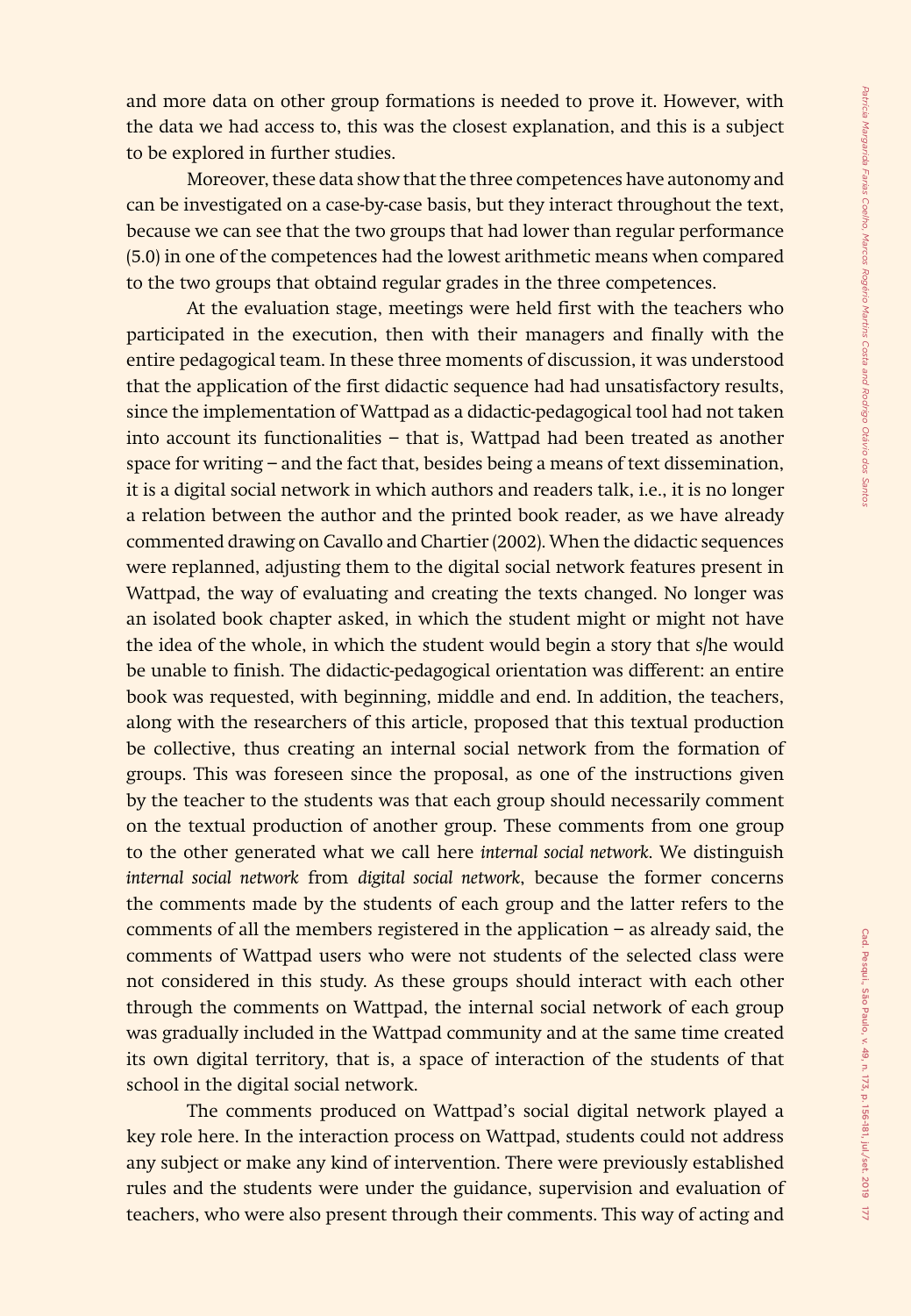and more data on other group formations is needed to prove it. However, with the data we had access to, this was the closest explanation, and this is a subject to be explored in further studies.

Moreover, these data show that the three competences have autonomy and can be investigated on a case-by-case basis, but they interact throughout the text, because we can see that the two groups that had lower than regular performance (5.0) in one of the competences had the lowest arithmetic means when compared to the two groups that obtaind regular grades in the three competences.

At the evaluation stage, meetings were held first with the teachers who participated in the execution, then with their managers and finally with the entire pedagogical team. In these three moments of discussion, it was understood that the application of the first didactic sequence had had unsatisfactory results, since the implementation of Wattpad as a didactic-pedagogical tool had not taken into account its functionalities – that is, Wattpad had been treated as another space for writing – and the fact that, besides being a means of text dissemination, it is a digital social network in which authors and readers talk, i.e., it is no longer a relation between the author and the printed book reader, as we have already commented drawing on Cavallo and Chartier (2002). When the didactic sequences were replanned, adjusting them to the digital social network features present in Wattpad, the way of evaluating and creating the texts changed. No longer was an isolated book chapter asked, in which the student might or might not have the idea of the whole, in which the student would begin a story that s/he would be unable to finish. The didactic-pedagogical orientation was different: an entire book was requested, with beginning, middle and end. In addition, the teachers, along with the researchers of this article, proposed that this textual production be collective, thus creating an internal social network from the formation of groups. This was foreseen since the proposal, as one of the instructions given by the teacher to the students was that each group should necessarily comment on the textual production of another group. These comments from one group to the other generated what we call here *internal social network*. We distinguish *internal social network* from *digital social network*, because the former concerns the comments made by the students of each group and the latter refers to the comments of all the members registered in the application – as already said, the comments of Wattpad users who were not students of the selected class were not considered in this study. As these groups should interact with each other through the comments on Wattpad, the internal social network of each group was gradually included in the Wattpad community and at the same time created its own digital territory, that is, a space of interaction of the students of that school in the digital social network.

The comments produced on Wattpad's social digital network played a key role here. In the interaction process on Wattpad, students could not address any subject or make any kind of intervention. There were previously established rules and the students were under the guidance, supervision and evaluation of teachers, who were also present through their comments. This way of acting and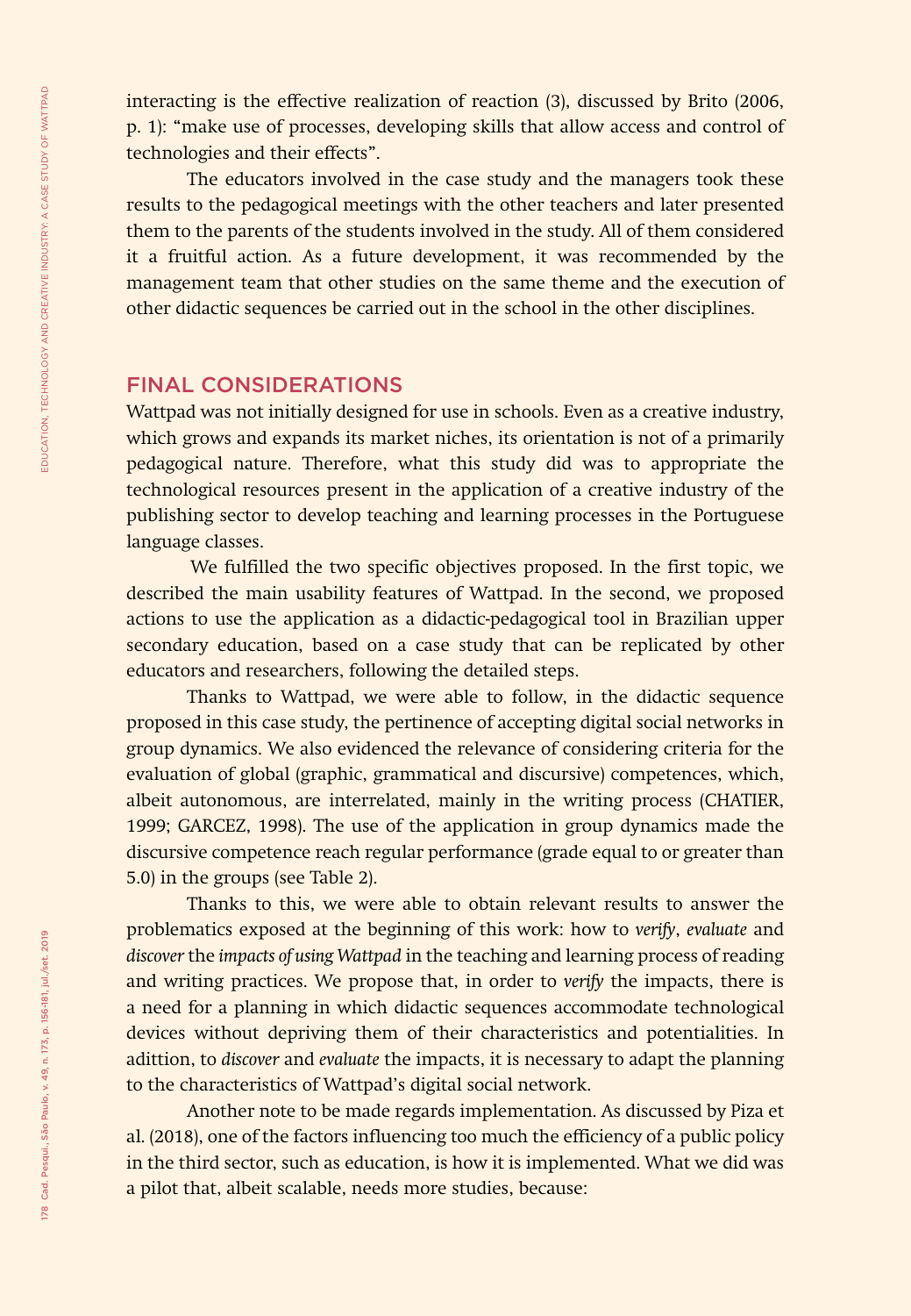interacting is the effective realization of reaction (3), discussed by Brito (2006, p. 1): "make use of processes, developing skills that allow access and control of technologies and their effects".

The educators involved in the case study and the managers took these results to the pedagogical meetings with the other teachers and later presented them to the parents of the students involved in the study. All of them considered it a fruitful action. As a future development, it was recommended by the management team that other studies on the same theme and the execution of other didactic sequences be carried out in the school in the other disciplines.

## FINAL CONSIDERATIONS

Wattpad was not initially designed for use in schools. Even as a creative industry, which grows and expands its market niches, its orientation is not of a primarily pedagogical nature. Therefore, what this study did was to appropriate the technological resources present in the application of a creative industry of the publishing sector to develop teaching and learning processes in the Portuguese language classes.

We fulfilled the two specific objectives proposed. In the first topic, we described the main usability features of Wattpad. In the second, we proposed actions to use the application as a didactic-pedagogical tool in Brazilian upper secondary education, based on a case study that can be replicated by other educators and researchers, following the detailed steps.

Thanks to Wattpad, we were able to follow, in the didactic sequence proposed in this case study, the pertinence of accepting digital social networks in group dynamics. We also evidenced the relevance of considering criteria for the evaluation of global (graphic, grammatical and discursive) competences, which, albeit autonomous, are interrelated, mainly in the writing process (CHATIER, 1999; GARCEZ, 1998). The use of the application in group dynamics made the discursive competence reach regular performance (grade equal to or greater than 5.0) in the groups (see Table 2).

Thanks to this, we were able to obtain relevant results to answer the problematics exposed at the beginning of this work: how to *verify*, *evaluate* and *discover* the *impacts of using Wattpad* in the teaching and learning process of reading and writing practices. We propose that, in order to *verify* the impacts, there is a need for a planning in which didactic sequences accommodate technological devices without depriving them of their characteristics and potentialities. In adittion, to *discover* and *evaluate* the impacts, it is necessary to adapt the planning to the characteristics of Wattpad's digital social network.

Another note to be made regards implementation. As discussed by Piza et al. (2018), one of the factors influencing too much the efficiency of a public policy in the third sector, such as education, is how it is implemented. What we did was a pilot that, albeit scalable, needs more studies, because: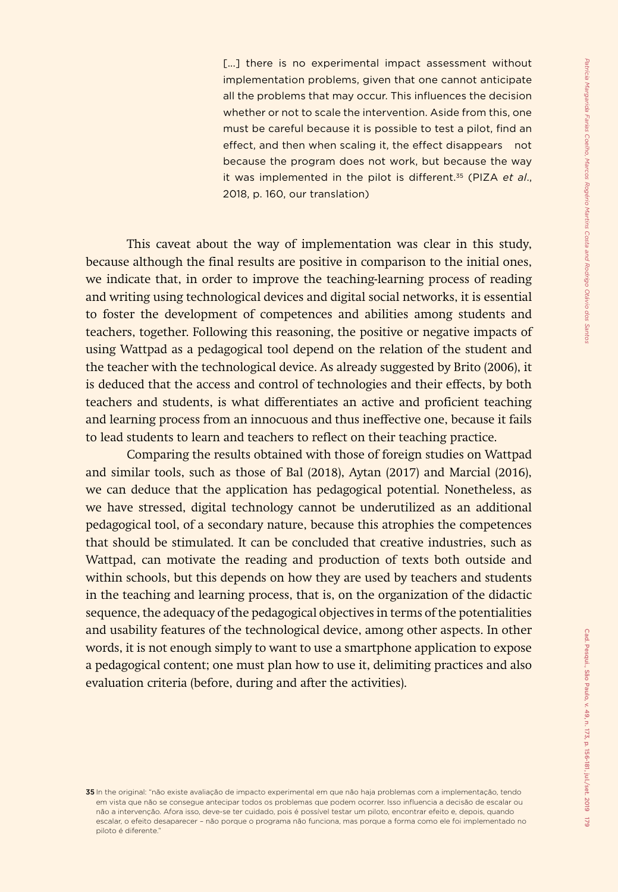> [...] there is no experimental impact assessment without implementation problems, given that one cannot anticipate all the problems that may occur. This influences the decision whether or not to scale the intervention. Aside from this, one must be careful because it is possible to test a pilot, find an effect, and then when scaling it, the effect disappears not because the program does not work, but because the way it was implemented in the pilot is different.[35] (PIZA *et al*., 2018, p. 160, our translation)

This caveat about the way of implementation was clear in this study, because although the final results are positive in comparison to the initial ones, we indicate that, in order to improve the teaching-learning process of reading and writing using technological devices and digital social networks, it is essential to foster the development of competences and abilities among students and teachers, together. Following this reasoning, the positive or negative impacts of using Wattpad as a pedagogical tool depend on the relation of the student and the teacher with the technological device. As already suggested by Brito (2006), it is deduced that the access and control of technologies and their effects, by both teachers and students, is what differentiates an active and proficient teaching and learning process from an innocuous and thus ineffective one, because it fails to lead students to learn and teachers to reflect on their teaching practice.

Comparing the results obtained with those of foreign studies on Wattpad and similar tools, such as those of Bal (2018), Aytan (2017) and Marcial (2016), we can deduce that the application has pedagogical potential. Nonetheless, as we have stressed, digital technology cannot be underutilized as an additional pedagogical tool, of a secondary nature, because this atrophies the competences that should be stimulated. It can be concluded that creative industries, such as Wattpad, can motivate the reading and production of texts both outside and within schools, but this depends on how they are used by teachers and students in the teaching and learning process, that is, on the organization of the didactic sequence, the adequacy of the pedagogical objectives in terms of the potentialities and usability features of the technological device, among other aspects. In other words, it is not enough simply to want to use a smartphone application to expose a pedagogical content; one must plan how to use it, delimiting practices and also evaluation criteria (before, during and after the activities).

35 In the original: "não existe avaliação de impacto experimental em que não haja problemas com a implementação, tendo em vista que não se consegue antecipar todos os problemas que podem ocorrer. Isso influencia a decisão de escalar ou não a intervenção. Afora isso, deve-se ter cuidado, pois é possível testar um piloto, encontrar efeito e, depois, quando escalar, o efeito desaparecer – não porque o programa não funciona, mas porque a forma como ele foi implementado no piloto é diferente."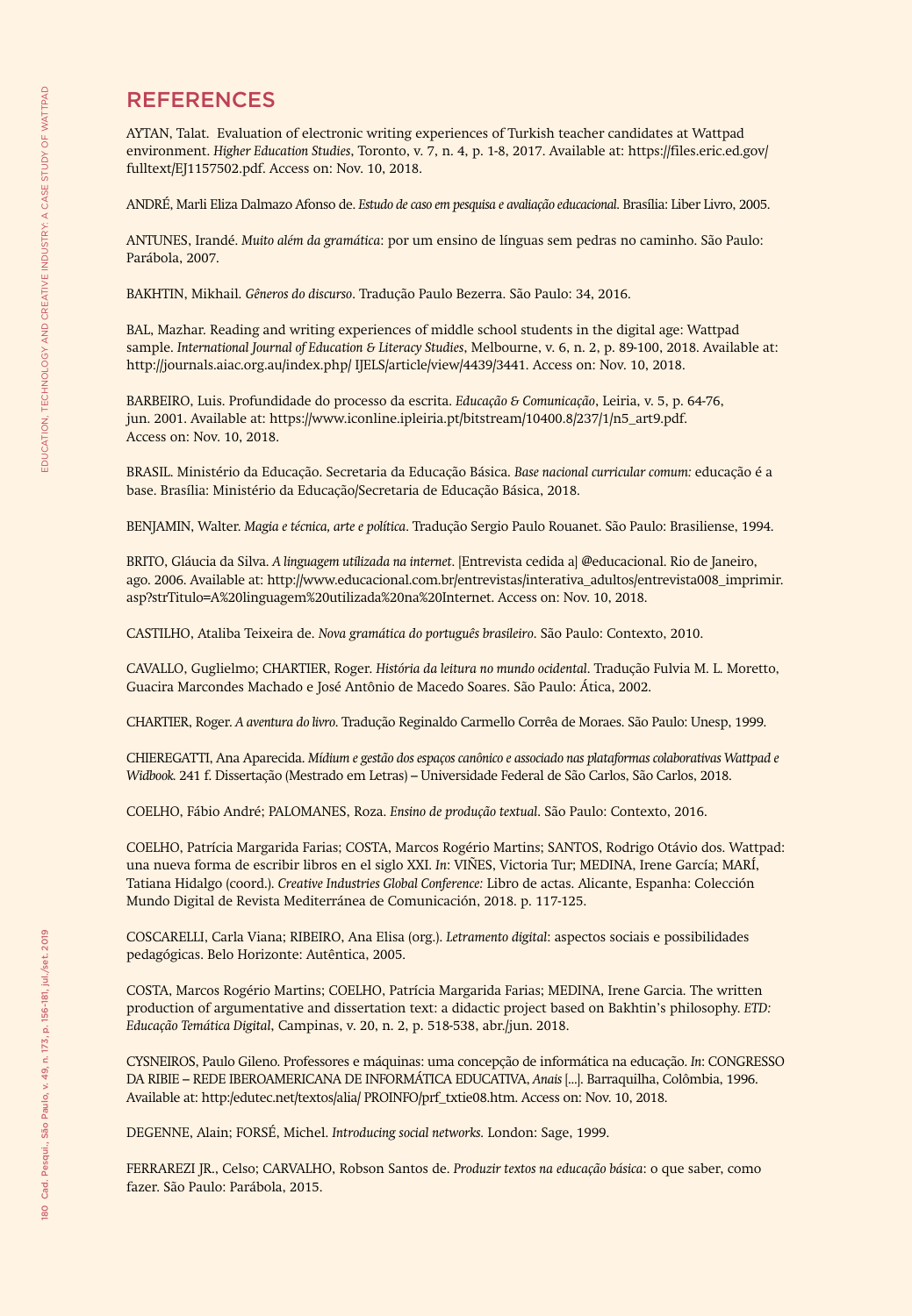# REFERENCES

AYTAN, Talat. Evaluation of electronic writing experiences of Turkish teacher candidates at Wattpad environment. *Higher Education Studies*, Toronto, v. 7, n. 4, p. 1-8, 2017. Available at: https://files.eric.ed.gov/fulltext/EJ1157502.pdf. Access on: Nov. 10, 2018.

ANDRÉ, Marli Eliza Dalmazo Afonso de. *Estudo de caso em pesquisa e avaliação educacional*. Brasília: Liber Livro, 2005.

ANTUNES, Irandé. *Muito além da gramática*: por um ensino de línguas sem pedras no caminho. São Paulo: Parábola, 2007.

BAKHTIN, Mikhail. *Gêneros do discurso*. Tradução Paulo Bezerra. São Paulo: 34, 2016.

BAL, Mazhar. Reading and writing experiences of middle school students in the digital age: Wattpad sample. *International Journal of Education & Literacy Studies*, Melbourne, v. 6, n. 2, p. 89-100, 2018. Available at: http://journals.aiac.org.au/index.php/ IJELS/article/view/4439/3441. Access on: Nov. 10, 2018.

BARBEIRO, Luis. Profundidade do processo da escrita. *Educação & Comunicação*, Leiria, v. 5, p. 64-76, jun. 2001. Available at: https://www.iconline.ipleiria.pt/bitstream/10400.8/237/1/n5_art9.pdf. Access on: Nov. 10, 2018.

BRASIL. Ministério da Educação. Secretaria da Educação Básica. *Base nacional curricular comum:* educação é a base. Brasília: Ministério da Educação/Secretaria de Educação Básica, 2018.

BENJAMIN, Walter. *Magia e técnica, arte e política*. Tradução Sergio Paulo Rouanet. São Paulo: Brasiliense, 1994.

BRITO, Gláucia da Silva. *A linguagem utilizada na internet*. [Entrevista cedida a] @educacional. Rio de Janeiro, ago. 2006. Available at: http://www.educacional.com.br/entrevistas/interativa_adultos/entrevista008_imprimir.asp?strTitulo=A%20linguagem%20utilizada%20na%20Internet. Access on: Nov. 10, 2018.

CASTILHO, Ataliba Teixeira de. *Nova gramática do português brasileiro*. São Paulo: Contexto, 2010.

CAVALLO, Guglielmo; CHARTIER, Roger. *História da leitura no mundo ocidental*. Tradução Fulvia M. L. Moretto, Guacira Marcondes Machado e José Antônio de Macedo Soares. São Paulo: Ática, 2002.

CHARTIER, Roger. *A aventura do livro*. Tradução Reginaldo Carmello Corrêa de Moraes. São Paulo: Unesp, 1999.

CHIEREGATTI, Ana Aparecida. *Mídium e gestão dos espaços canônico e associado nas plataformas colaborativas Wattpad e Widbook.* 241 f. Dissertação (Mestrado em Letras) – Universidade Federal de São Carlos, São Carlos, 2018.

COELHO, Fábio André; PALOMANES, Roza. *Ensino de produção textual*. São Paulo: Contexto, 2016.

COELHO, Patrícia Margarida Farias; COSTA, Marcos Rogério Martins; SANTOS, Rodrigo Otávio dos. Wattpad: una nueva forma de escribir libros en el siglo XXI. *In*: VIÑES, Victoria Tur; MEDINA, Irene García; MARÍ, Tatiana Hidalgo (coord.). *Creative Industries Global Conference:* Libro de actas. Alicante, Espanha: Colección Mundo Digital de Revista Mediterránea de Comunicación, 2018. p. 117-125.

COSCARELLI, Carla Viana; RIBEIRO, Ana Elisa (org.). *Letramento digital*: aspectos sociais e possibilidades pedagógicas. Belo Horizonte: Autêntica, 2005.

COSTA, Marcos Rogério Martins; COELHO, Patrícia Margarida Farias; MEDINA, Irene Garcia. The written production of argumentative and dissertation text: a didactic project based on Bakhtin's philosophy. *ETD: Educação Temática Digital*, Campinas, v. 20, n. 2, p. 518-538, abr./jun. 2018.

CYSNEIROS, Paulo Gileno. Professores e máquinas: uma concepção de informática na educação. *In*: CONGRESSO DA RIBIE – REDE IBEROAMERICANA DE INFORMÁTICA EDUCATIVA, *Anais* [...]. Barraquilha, Colômbia, 1996. Available at: http:/edutec.net/textos/alia/ PROINFO/prf_txtie08.htm. Access on: Nov. 10, 2018.

DEGENNE, Alain; FORSÉ, Michel. *Introducing social networks*. London: Sage, 1999.

FERRAREZI JR., Celso; CARVALHO, Robson Santos de. *Produzir textos na educação básica*: o que saber, como fazer. São Paulo: Parábola, 2015.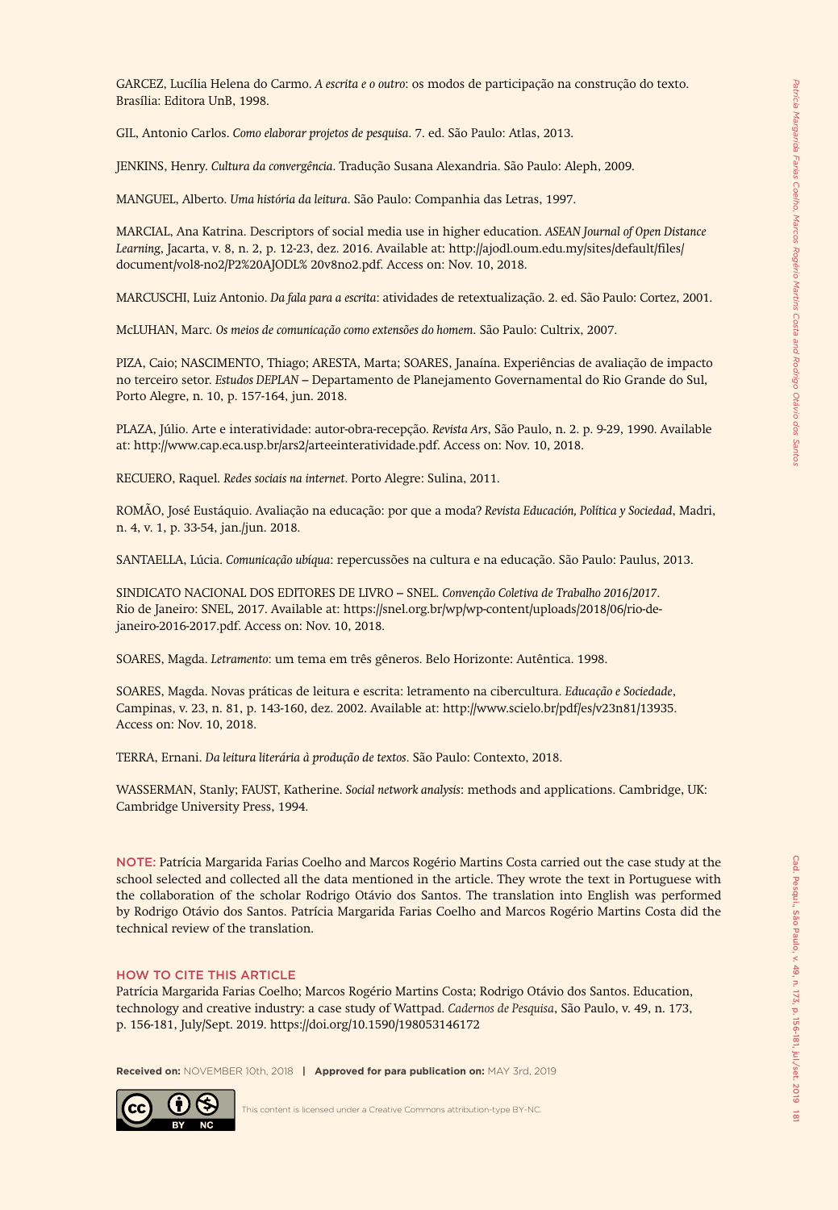GARCEZ, Lucília Helena do Carmo. *A escrita e o outro*: os modos de participação na construção do texto. Brasília: Editora UnB, 1998.

GIL, Antonio Carlos. *Como elaborar projetos de pesquisa*. 7. ed. São Paulo: Atlas, 2013.

JENKINS, Henry. *Cultura da convergência*. Tradução Susana Alexandria. São Paulo: Aleph, 2009.

MANGUEL, Alberto. *Uma história da leitura*. São Paulo: Companhia das Letras, 1997.

MARCIAL, Ana Katrina. Descriptors of social media use in higher education. *ASEAN Journal of Open Distance Learning*, Jacarta, v. 8, n. 2, p. 12-23, dez. 2016. Available at: http://ajodl.oum.edu.my/sites/default/files/document/vol8-no2/P2%20AJODL% 20v8no2.pdf. Access on: Nov. 10, 2018.

MARCUSCHI, Luiz Antonio. *Da fala para a escrita*: atividades de retextualização. 2. ed. São Paulo: Cortez, 2001.

McLUHAN, Marc. *Os meios de comunicação como extensões do homem*. São Paulo: Cultrix, 2007.

PIZA, Caio; NASCIMENTO, Thiago; ARESTA, Marta; SOARES, Janaína. Experiências de avaliação de impacto no terceiro setor. *Estudos DEPLAN* – Departamento de Planejamento Governamental do Rio Grande do Sul, Porto Alegre, n. 10, p. 157-164, jun. 2018.

PLAZA, Júlio. Arte e interatividade: autor-obra-recepção. *Revista Ars*, São Paulo, n. 2. p. 9-29, 1990. Available at: http://www.cap.eca.usp.br/ars2/arteeinteratividade.pdf. Access on: Nov. 10, 2018.

RECUERO, Raquel. *Redes sociais na internet*. Porto Alegre: Sulina, 2011.

ROMÃO, José Eustáquio. Avaliação na educação: por que a moda? *Revista Educación, Política y Sociedad*, Madri, n. 4, v. 1, p. 33-54, jan./jun. 2018.

SANTAELLA, Lúcia. *Comunicação ubíqua*: repercussões na cultura e na educação. São Paulo: Paulus, 2013.

SINDICATO NACIONAL DOS EDITORES DE LIVRO – SNEL. *Convenção Coletiva de Trabalho 2016/2017*. Rio de Janeiro: SNEL, 2017. Available at: https://snel.org.br/wp/wp-content/uploads/2018/06/rio-de-janeiro-2016-2017.pdf. Access on: Nov. 10, 2018.

SOARES, Magda. *Letramento*: um tema em três gêneros. Belo Horizonte: Autêntica. 1998.

SOARES, Magda. Novas práticas de leitura e escrita: letramento na cibercultura. *Educação e Sociedade*, Campinas, v. 23, n. 81, p. 143-160, dez. 2002. Available at: http://www.scielo.br/pdf/es/v23n81/13935. Access on: Nov. 10, 2018.

TERRA, Ernani. *Da leitura literária à produção de textos*. São Paulo: Contexto, 2018.

WASSERMAN, Stanly; FAUST, Katherine. *Social network analysis*: methods and applications. Cambridge, UK: Cambridge University Press, 1994.

**NOTE:** Patrícia Margarida Farias Coelho and Marcos Rogério Martins Costa carried out the case study at the school selected and collected all the data mentioned in the article. They wrote the text in Portuguese with the collaboration of the scholar Rodrigo Otávio dos Santos. The translation into English was performed by Rodrigo Otávio dos Santos. Patrícia Margarida Farias Coelho and Marcos Rogério Martins Costa did the technical review of the translation.

## HOW TO CITE THIS ARTICLE

Patrícia Margarida Farias Coelho; Marcos Rogério Martins Costa; Rodrigo Otávio dos Santos. Education, technology and creative industry: a case study of Wattpad. *Cadernos de Pesquisa*, São Paulo, v. 49, n. 173, p. 156-181, July/Sept. 2019. https://doi.org/10.1590/198053146172

**Received on:** NOVEMBER 10th, 2018 | **Approved for para publication on:** MAY 3rd, 2019

This content is licensed under a Creative Commons attribution-type BY-NC.